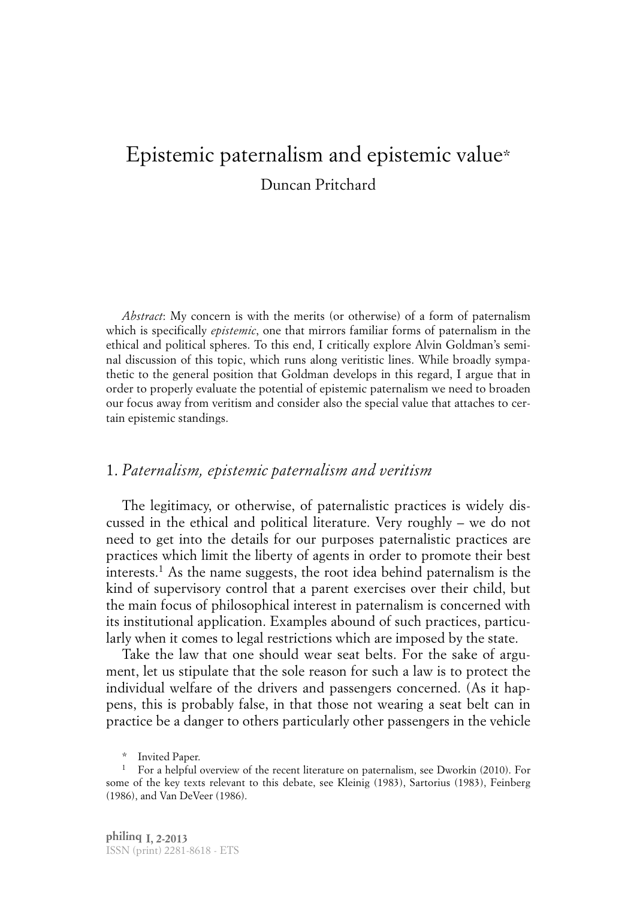# Epistemic paternalism and epistemic value*

Duncan Pritchard

*Abstract*: My concern is with the merits (or otherwise) of a form of paternalism which is specifically *epistemic*, one that mirrors familiar forms of paternalism in the ethical and political spheres. To this end, I critically explore Alvin Goldman's seminal discussion of this topic, which runs along veritistic lines. While broadly sympathetic to the general position that Goldman develops in this regard, I argue that in order to properly evaluate the potential of epistemic paternalism we need to broaden our focus away from veritism and consider also the special value that attaches to certain epistemic standings.

## 1. *Paternalism, epistemic paternalism and veritism*

The legitimacy, or otherwise, of paternalistic practices is widely discussed in the ethical and political literature. Very roughly – we do not need to get into the details for our purposes paternalistic practices are practices which limit the liberty of agents in order to promote their best interests.[1] As the name suggests, the root idea behind paternalism is the kind of supervisory control that a parent exercises over their child, but the main focus of philosophical interest in paternalism is concerned with its institutional application. Examples abound of such practices, particularly when it comes to legal restrictions which are imposed by the state.

Take the law that one should wear seat belts. For the sake of argument, let us stipulate that the sole reason for such a law is to protect the individual welfare of the drivers and passengers concerned. (As it happens, this is probably false, in that those not wearing a seat belt can in practice be a danger to others particularly other passengers in the vehicle

\* Invited Paper.

[1] For a helpful overview of the recent literature on paternalism, see Dworkin (2010). For some of the key texts relevant to this debate, see Kleinig (1983), Sartorius (1983), Feinberg (1986), and Van DeVeer (1986).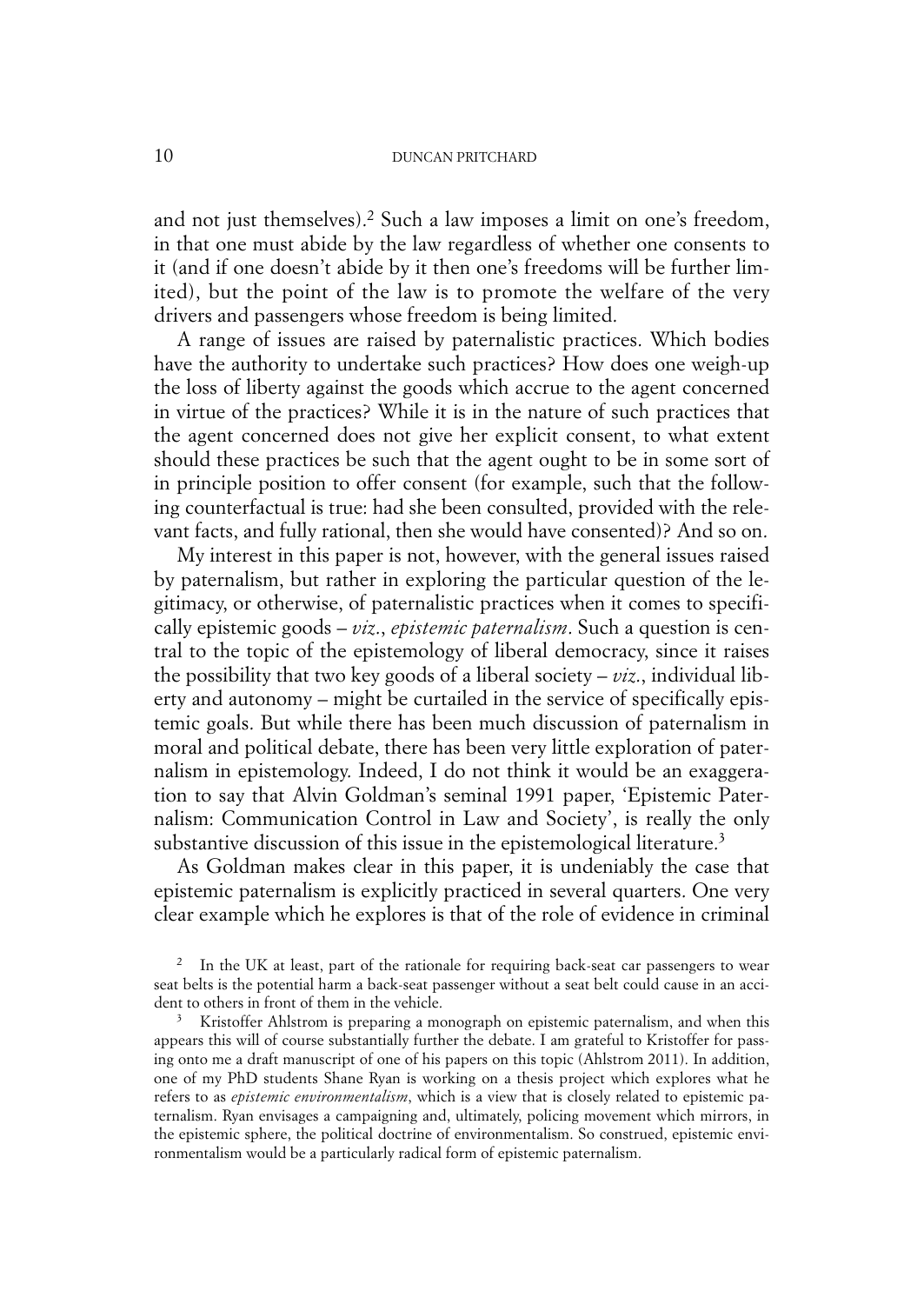and not just themselves).[2] Such a law imposes a limit on one's freedom, in that one must abide by the law regardless of whether one consents to it (and if one doesn't abide by it then one's freedoms will be further limited), but the point of the law is to promote the welfare of the very drivers and passengers whose freedom is being limited.

A range of issues are raised by paternalistic practices. Which bodies have the authority to undertake such practices? How does one weigh-up the loss of liberty against the goods which accrue to the agent concerned in virtue of the practices? While it is in the nature of such practices that the agent concerned does not give her explicit consent, to what extent should these practices be such that the agent ought to be in some sort of in principle position to offer consent (for example, such that the following counterfactual is true: had she been consulted, provided with the relevant facts, and fully rational, then she would have consented)? And so on.

My interest in this paper is not, however, with the general issues raised by paternalism, but rather in exploring the particular question of the legitimacy, or otherwise, of paternalistic practices when it comes to specifically epistemic goods – *viz*., *epistemic paternalism*. Such a question is central to the topic of the epistemology of liberal democracy, since it raises the possibility that two key goods of a liberal society – *viz*., individual liberty and autonomy – might be curtailed in the service of specifically epistemic goals. But while there has been much discussion of paternalism in moral and political debate, there has been very little exploration of paternalism in epistemology. Indeed, I do not think it would be an exaggeration to say that Alvin Goldman's seminal 1991 paper, 'Epistemic Paternalism: Communication Control in Law and Society', is really the only substantive discussion of this issue in the epistemological literature.[3]

As Goldman makes clear in this paper, it is undeniably the case that epistemic paternalism is explicitly practiced in several quarters. One very clear example which he explores is that of the role of evidence in criminal

[2] In the UK at least, part of the rationale for requiring back-seat car passengers to wear seat belts is the potential harm a back-seat passenger without a seat belt could cause in an accident to others in front of them in the vehicle.

[3] Kristoffer Ahlstrom is preparing a monograph on epistemic paternalism, and when this appears this will of course substantially further the debate. I am grateful to Kristoffer for passing onto me a draft manuscript of one of his papers on this topic (Ahlstrom 2011). In addition, one of my PhD students Shane Ryan is working on a thesis project which explores what he refers to as *epistemic environmentalism*, which is a view that is closely related to epistemic paternalism. Ryan envisages a campaigning and, ultimately, policing movement which mirrors, in the epistemic sphere, the political doctrine of environmentalism. So construed, epistemic environmentalism would be a particularly radical form of epistemic paternalism.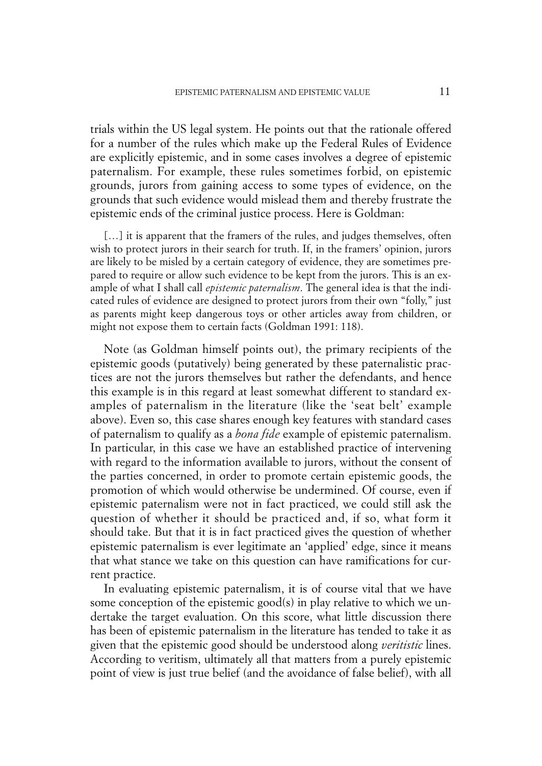trials within the US legal system. He points out that the rationale offered for a number of the rules which make up the Federal Rules of Evidence are explicitly epistemic, and in some cases involves a degree of epistemic paternalism. For example, these rules sometimes forbid, on epistemic grounds, jurors from gaining access to some types of evidence, on the grounds that such evidence would mislead them and thereby frustrate the epistemic ends of the criminal justice process. Here is Goldman:

> […] it is apparent that the framers of the rules, and judges themselves, often wish to protect jurors in their search for truth. If, in the framers' opinion, jurors are likely to be misled by a certain category of evidence, they are sometimes prepared to require or allow such evidence to be kept from the jurors. This is an example of what I shall call *epistemic paternalism*. The general idea is that the indicated rules of evidence are designed to protect jurors from their own "folly," just as parents might keep dangerous toys or other articles away from children, or might not expose them to certain facts (Goldman 1991: 118).

Note (as Goldman himself points out), the primary recipients of the epistemic goods (putatively) being generated by these paternalistic practices are not the jurors themselves but rather the defendants, and hence this example is in this regard at least somewhat different to standard examples of paternalism in the literature (like the 'seat belt' example above). Even so, this case shares enough key features with standard cases of paternalism to qualify as a *bona fide* example of epistemic paternalism. In particular, in this case we have an established practice of intervening with regard to the information available to jurors, without the consent of the parties concerned, in order to promote certain epistemic goods, the promotion of which would otherwise be undermined. Of course, even if epistemic paternalism were not in fact practiced, we could still ask the question of whether it should be practiced and, if so, what form it should take. But that it is in fact practiced gives the question of whether epistemic paternalism is ever legitimate an 'applied' edge, since it means that what stance we take on this question can have ramifications for current practice.

In evaluating epistemic paternalism, it is of course vital that we have some conception of the epistemic good(s) in play relative to which we undertake the target evaluation. On this score, what little discussion there has been of epistemic paternalism in the literature has tended to take it as given that the epistemic good should be understood along *veritistic* lines. According to veritism, ultimately all that matters from a purely epistemic point of view is just true belief (and the avoidance of false belief), with all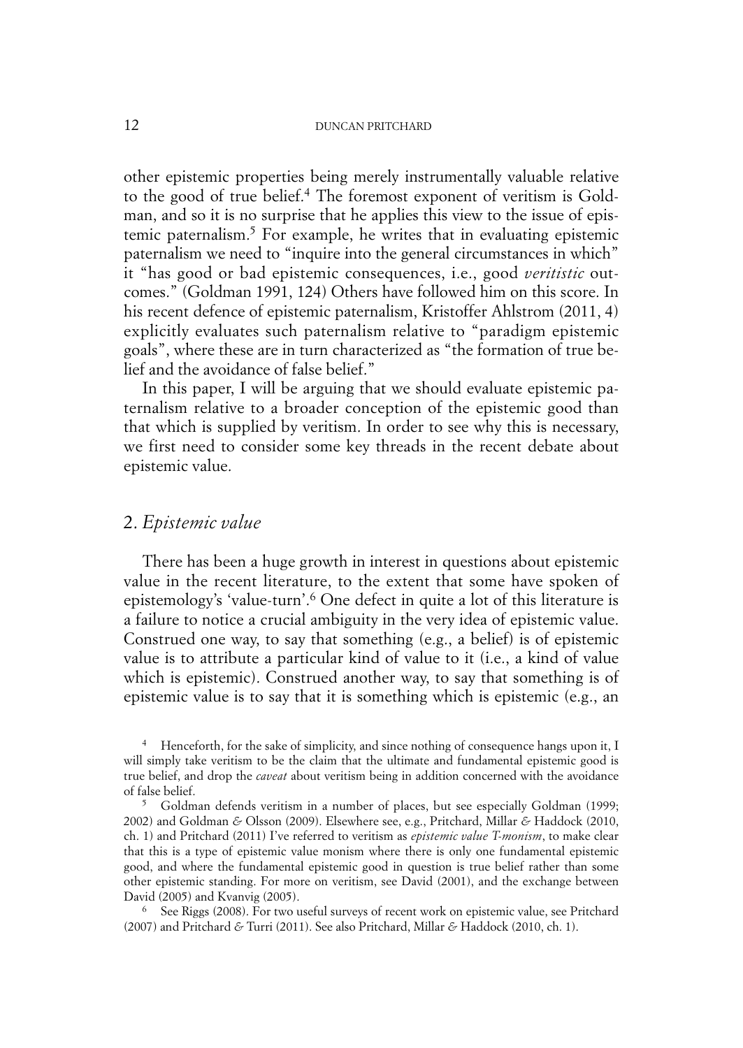other epistemic properties being merely instrumentally valuable relative to the good of true belief.[4] The foremost exponent of veritism is Goldman, and so it is no surprise that he applies this view to the issue of epistemic paternalism.[5] For example, he writes that in evaluating epistemic paternalism we need to "inquire into the general circumstances in which" it "has good or bad epistemic consequences, i.e., good *veritistic* outcomes." (Goldman 1991, 124) Others have followed him on this score. In his recent defence of epistemic paternalism, Kristoffer Ahlstrom (2011, 4) explicitly evaluates such paternalism relative to "paradigm epistemic goals", where these are in turn characterized as "the formation of true belief and the avoidance of false belief."

In this paper, I will be arguing that we should evaluate epistemic paternalism relative to a broader conception of the epistemic good than that which is supplied by veritism. In order to see why this is necessary, we first need to consider some key threads in the recent debate about epistemic value.

## 2. *Epistemic value*

There has been a huge growth in interest in questions about epistemic value in the recent literature, to the extent that some have spoken of epistemology's 'value-turn'.[6] One defect in quite a lot of this literature is a failure to notice a crucial ambiguity in the very idea of epistemic value. Construed one way, to say that something (e.g., a belief) is of epistemic value is to attribute a particular kind of value to it (i.e., a kind of value which is epistemic). Construed another way, to say that something is of epistemic value is to say that it is something which is epistemic (e.g., an

[4] Henceforth, for the sake of simplicity, and since nothing of consequence hangs upon it, I will simply take veritism to be the claim that the ultimate and fundamental epistemic good is true belief, and drop the *caveat* about veritism being in addition concerned with the avoidance of false belief.

[5] Goldman defends veritism in a number of places, but see especially Goldman (1999; 2002) and Goldman & Olsson (2009). Elsewhere see, e.g., Pritchard, Millar & Haddock (2010, ch. 1) and Pritchard (2011) I've referred to veritism as *epistemic value T-monism*, to make clear that this is a type of epistemic value monism where there is only one fundamental epistemic good, and where the fundamental epistemic good in question is true belief rather than some other epistemic standing. For more on veritism, see David (2001), and the exchange between David (2005) and Kvanvig (2005).

[6] See Riggs (2008). For two useful surveys of recent work on epistemic value, see Pritchard (2007) and Pritchard & Turri (2011). See also Pritchard, Millar & Haddock (2010, ch. 1).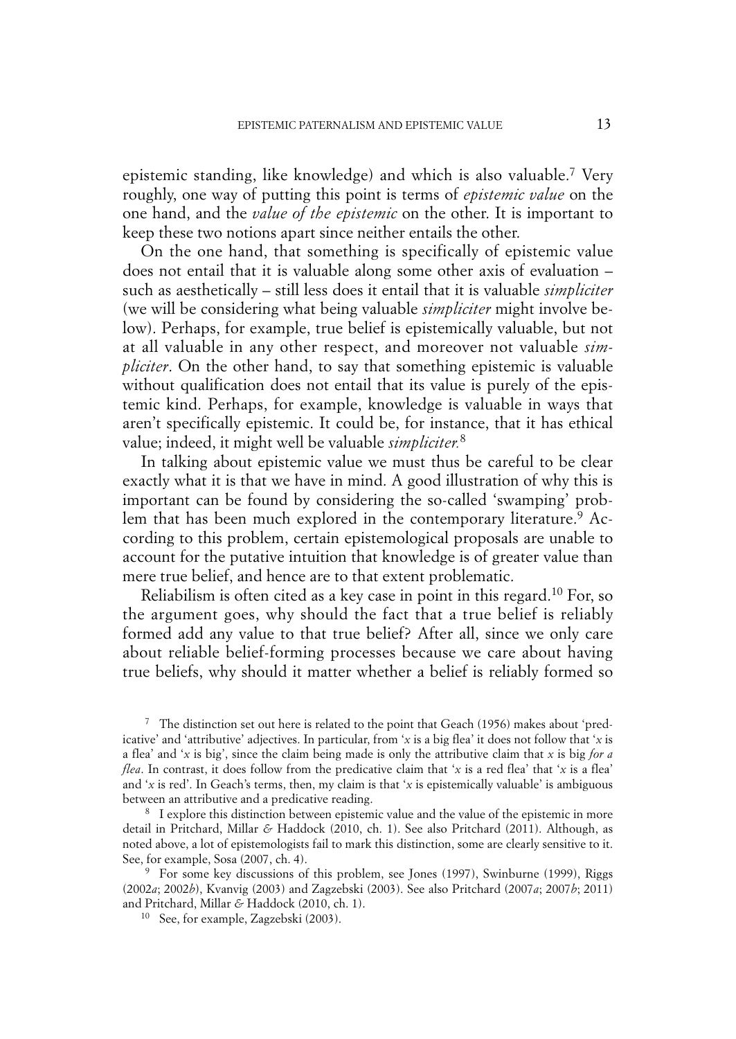epistemic standing, like knowledge) and which is also valuable.[7] Very roughly, one way of putting this point is terms of *epistemic value* on the one hand, and the *value of the epistemic* on the other. It is important to keep these two notions apart since neither entails the other.

On the one hand, that something is specifically of epistemic value does not entail that it is valuable along some other axis of evaluation – such as aesthetically – still less does it entail that it is valuable *simpliciter* (we will be considering what being valuable *simpliciter* might involve below). Perhaps, for example, true belief is epistemically valuable, but not at all valuable in any other respect, and moreover not valuable *simpliciter*. On the other hand, to say that something epistemic is valuable without qualification does not entail that its value is purely of the epistemic kind. Perhaps, for example, knowledge is valuable in ways that aren't specifically epistemic. It could be, for instance, that it has ethical value; indeed, it might well be valuable *simpliciter*.[8]

In talking about epistemic value we must thus be careful to be clear exactly what it is that we have in mind. A good illustration of why this is important can be found by considering the so-called 'swamping' problem that has been much explored in the contemporary literature.[9] According to this problem, certain epistemological proposals are unable to account for the putative intuition that knowledge is of greater value than mere true belief, and hence are to that extent problematic.

Reliabilism is often cited as a key case in point in this regard.[10] For, so the argument goes, why should the fact that a true belief is reliably formed add any value to that true belief? After all, since we only care about reliable belief-forming processes because we care about having true beliefs, why should it matter whether a belief is reliably formed so

[7] The distinction set out here is related to the point that Geach (1956) makes about 'predicative' and 'attributive' adjectives. In particular, from '*x* is a big flea' it does not follow that '*x* is a flea' and '*x* is big', since the claim being made is only the attributive claim that *x* is big *for a flea*. In contrast, it does follow from the predicative claim that '*x* is a red flea' that '*x* is a flea' and '*x* is red'. In Geach's terms, then, my claim is that '*x* is epistemically valuable' is ambiguous between an attributive and a predicative reading.

[8] I explore this distinction between epistemic value and the value of the epistemic in more detail in Pritchard, Millar & Haddock (2010, ch. 1). See also Pritchard (2011). Although, as noted above, a lot of epistemologists fail to mark this distinction, some are clearly sensitive to it. See, for example, Sosa (2007, ch. 4).

[9] For some key discussions of this problem, see Jones (1997), Swinburne (1999), Riggs (2002*a*; 2002*b*), Kvanvig (2003) and Zagzebski (2003). See also Pritchard (2007*a*; 2007*b*; 2011) and Pritchard, Millar & Haddock (2010, ch. 1).

[10] See, for example, Zagzebski (2003).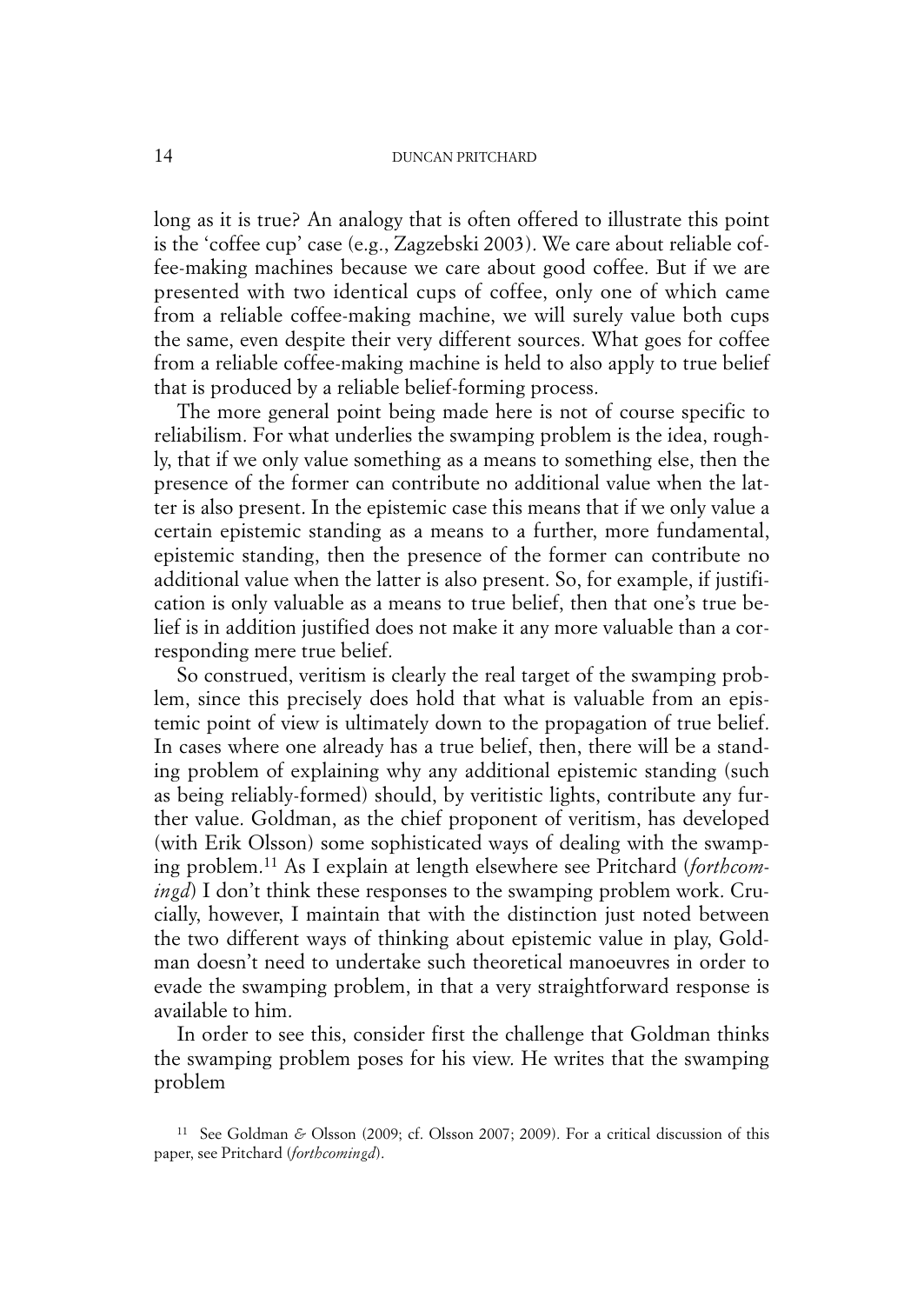long as it is true? An analogy that is often offered to illustrate this point is the 'coffee cup' case (e.g., Zagzebski 2003). We care about reliable coffee-making machines because we care about good coffee. But if we are presented with two identical cups of coffee, only one of which came from a reliable coffee-making machine, we will surely value both cups the same, even despite their very different sources. What goes for coffee from a reliable coffee-making machine is held to also apply to true belief that is produced by a reliable belief-forming process.

The more general point being made here is not of course specific to reliabilism. For what underlies the swamping problem is the idea, roughly, that if we only value something as a means to something else, then the presence of the former can contribute no additional value when the latter is also present. In the epistemic case this means that if we only value a certain epistemic standing as a means to a further, more fundamental, epistemic standing, then the presence of the former can contribute no additional value when the latter is also present. So, for example, if justification is only valuable as a means to true belief, then that one's true belief is in addition justified does not make it any more valuable than a corresponding mere true belief.

So construed, veritism is clearly the real target of the swamping problem, since this precisely does hold that what is valuable from an epistemic point of view is ultimately down to the propagation of true belief. In cases where one already has a true belief, then, there will be a standing problem of explaining why any additional epistemic standing (such as being reliably-formed) should, by veritistic lights, contribute any further value. Goldman, as the chief proponent of veritism, has developed (with Erik Olsson) some sophisticated ways of dealing with the swamping problem.[11] As I explain at length elsewhere see Pritchard (*forthcomingd*) I don't think these responses to the swamping problem work. Crucially, however, I maintain that with the distinction just noted between the two different ways of thinking about epistemic value in play, Goldman doesn't need to undertake such theoretical manoeuvres in order to evade the swamping problem, in that a very straightforward response is available to him.

In order to see this, consider first the challenge that Goldman thinks the swamping problem poses for his view. He writes that the swamping problem

[11] See Goldman & Olsson (2009; cf. Olsson 2007; 2009). For a critical discussion of this paper, see Pritchard (*forthcomingd*).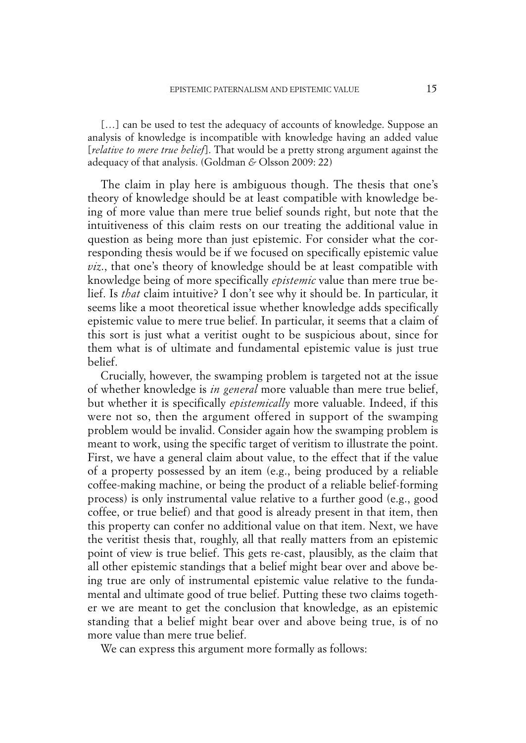[…] can be used to test the adequacy of accounts of knowledge. Suppose an analysis of knowledge is incompatible with knowledge having an added value [*relative to mere true belief*]. That would be a pretty strong argument against the adequacy of that analysis. (Goldman & Olsson 2009: 22)

The claim in play here is ambiguous though. The thesis that one's theory of knowledge should be at least compatible with knowledge being of more value than mere true belief sounds right, but note that the intuitiveness of this claim rests on our treating the additional value in question as being more than just epistemic. For consider what the corresponding thesis would be if we focused on specifically epistemic value *viz*., that one's theory of knowledge should be at least compatible with knowledge being of more specifically *epistemic* value than mere true belief. Is *that* claim intuitive? I don't see why it should be. In particular, it seems like a moot theoretical issue whether knowledge adds specifically epistemic value to mere true belief. In particular, it seems that a claim of this sort is just what a veritist ought to be suspicious about, since for them what is of ultimate and fundamental epistemic value is just true belief.

Crucially, however, the swamping problem is targeted not at the issue of whether knowledge is *in general* more valuable than mere true belief, but whether it is specifically *epistemically* more valuable. Indeed, if this were not so, then the argument offered in support of the swamping problem would be invalid. Consider again how the swamping problem is meant to work, using the specific target of veritism to illustrate the point. First, we have a general claim about value, to the effect that if the value of a property possessed by an item (e.g., being produced by a reliable coffee-making machine, or being the product of a reliable belief-forming process) is only instrumental value relative to a further good (e.g., good coffee, or true belief) and that good is already present in that item, then this property can confer no additional value on that item. Next, we have the veritist thesis that, roughly, all that really matters from an epistemic point of view is true belief. This gets re-cast, plausibly, as the claim that all other epistemic standings that a belief might bear over and above being true are only of instrumental epistemic value relative to the fundamental and ultimate good of true belief. Putting these two claims together we are meant to get the conclusion that knowledge, as an epistemic standing that a belief might bear over and above being true, is of no more value than mere true belief.

We can express this argument more formally as follows: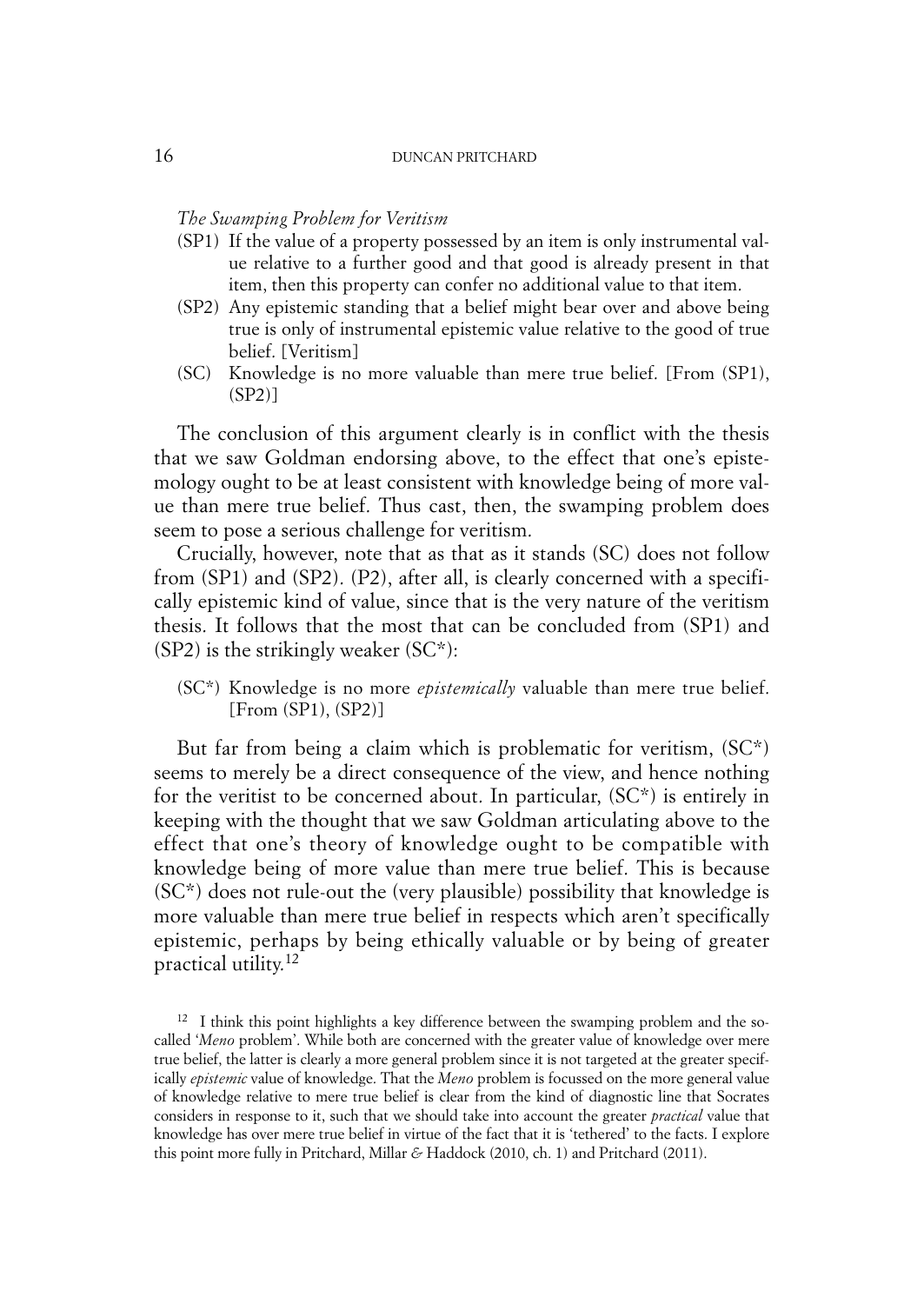*The Swamping Problem for Veritism*

(SP1) If the value of a property possessed by an item is only instrumental value relative to a further good and that good is already present in that item, then this property can confer no additional value to that item.

(SP2) Any epistemic standing that a belief might bear over and above being true is only of instrumental epistemic value relative to the good of true belief. [Veritism]

(SC) Knowledge is no more valuable than mere true belief. [From (SP1), (SP2)]

The conclusion of this argument clearly is in conflict with the thesis that we saw Goldman endorsing above, to the effect that one's epistemology ought to be at least consistent with knowledge being of more value than mere true belief. Thus cast, then, the swamping problem does seem to pose a serious challenge for veritism.

Crucially, however, note that as that as it stands (SC) does not follow from (SP1) and (SP2). (P2), after all, is clearly concerned with a specifically epistemic kind of value, since that is the very nature of the veritism thesis. It follows that the most that can be concluded from (SP1) and (SP2) is the strikingly weaker (SC*):

(SC*) Knowledge is no more *epistemically* valuable than mere true belief. [From (SP1), (SP2)]

But far from being a claim which is problematic for veritism, (SC*) seems to merely be a direct consequence of the view, and hence nothing for the veritist to be concerned about. In particular, (SC*) is entirely in keeping with the thought that we saw Goldman articulating above to the effect that one's theory of knowledge ought to be compatible with knowledge being of more value than mere true belief. This is because (SC*) does not rule-out the (very plausible) possibility that knowledge is more valuable than mere true belief in respects which aren't specifically epistemic, perhaps by being ethically valuable or by being of greater practical utility.[12]

[12] I think this point highlights a key difference between the swamping problem and the so-called '*Meno* problem'. While both are concerned with the greater value of knowledge over mere true belief, the latter is clearly a more general problem since it is not targeted at the greater specifically *epistemic* value of knowledge. That the *Meno* problem is focussed on the more general value of knowledge relative to mere true belief is clear from the kind of diagnostic line that Socrates considers in response to it, such that we should take into account the greater *practical* value that knowledge has over mere true belief in virtue of the fact that it is 'tethered' to the facts. I explore this point more fully in Pritchard, Millar & Haddock (2010, ch. 1) and Pritchard (2011).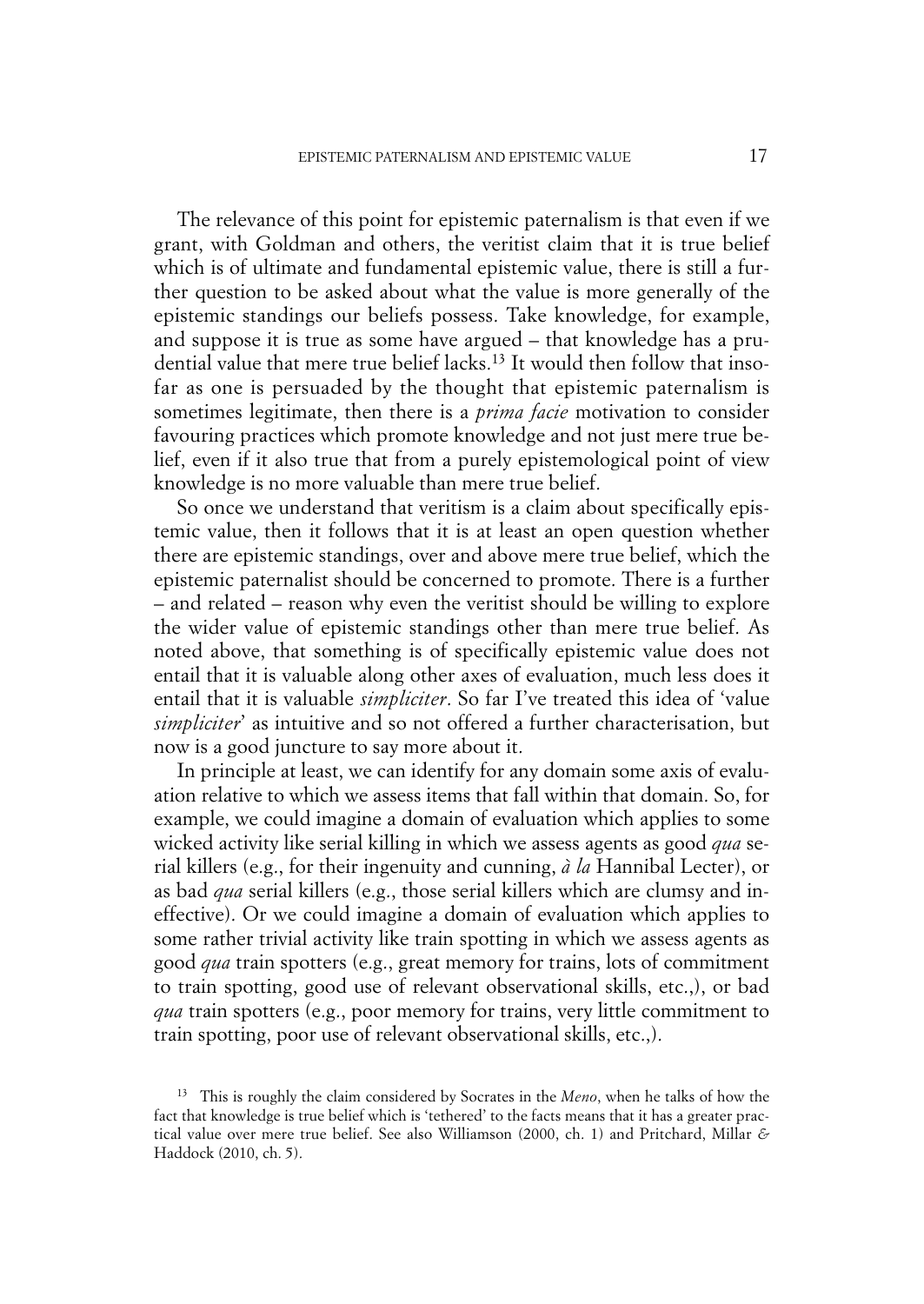The relevance of this point for epistemic paternalism is that even if we grant, with Goldman and others, the veritist claim that it is true belief which is of ultimate and fundamental epistemic value, there is still a further question to be asked about what the value is more generally of the epistemic standings our beliefs possess. Take knowledge, for example, and suppose it is true as some have argued – that knowledge has a prudential value that mere true belief lacks.[13] It would then follow that insofar as one is persuaded by the thought that epistemic paternalism is sometimes legitimate, then there is a *prima facie* motivation to consider favouring practices which promote knowledge and not just mere true belief, even if it also true that from a purely epistemological point of view knowledge is no more valuable than mere true belief.

So once we understand that veritism is a claim about specifically epistemic value, then it follows that it is at least an open question whether there are epistemic standings, over and above mere true belief, which the epistemic paternalist should be concerned to promote. There is a further – and related – reason why even the veritist should be willing to explore the wider value of epistemic standings other than mere true belief. As noted above, that something is of specifically epistemic value does not entail that it is valuable along other axes of evaluation, much less does it entail that it is valuable *simpliciter*. So far I've treated this idea of 'value *simpliciter*' as intuitive and so not offered a further characterisation, but now is a good juncture to say more about it.

In principle at least, we can identify for any domain some axis of evaluation relative to which we assess items that fall within that domain. So, for example, we could imagine a domain of evaluation which applies to some wicked activity like serial killing in which we assess agents as good *qua* serial killers (e.g., for their ingenuity and cunning, *à la* Hannibal Lecter), or as bad *qua* serial killers (e.g., those serial killers which are clumsy and ineffective). Or we could imagine a domain of evaluation which applies to some rather trivial activity like train spotting in which we assess agents as good *qua* train spotters (e.g., great memory for trains, lots of commitment to train spotting, good use of relevant observational skills, etc.,), or bad *qua* train spotters (e.g., poor memory for trains, very little commitment to train spotting, poor use of relevant observational skills, etc.,).

[13] This is roughly the claim considered by Socrates in the *Meno*, when he talks of how the fact that knowledge is true belief which is 'tethered' to the facts means that it has a greater practical value over mere true belief. See also Williamson (2000, ch. 1) and Pritchard, Millar & Haddock (2010, ch. 5).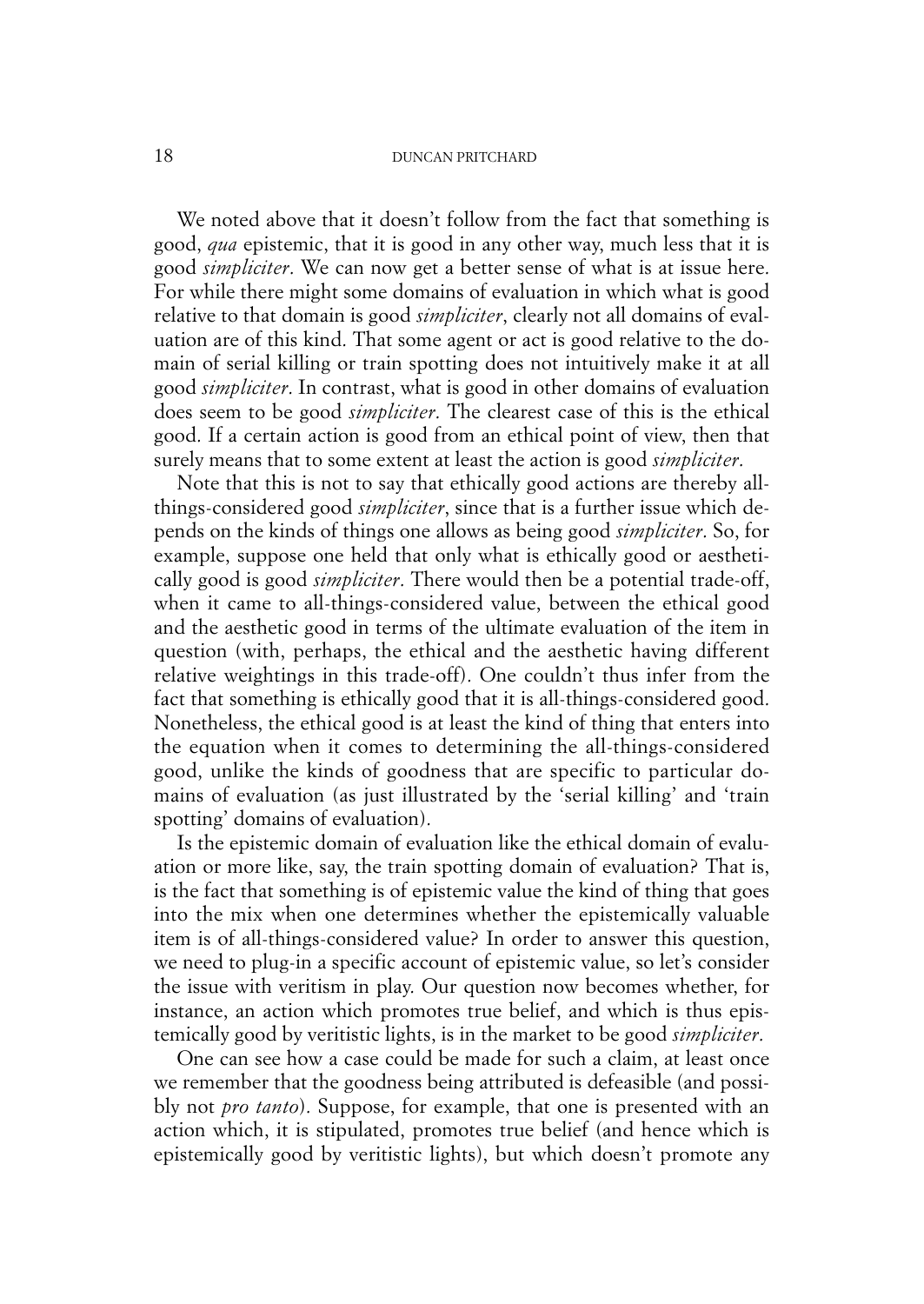We noted above that it doesn't follow from the fact that something is good, *qua* epistemic, that it is good in any other way, much less that it is good *simpliciter*. We can now get a better sense of what is at issue here. For while there might some domains of evaluation in which what is good relative to that domain is good *simpliciter*, clearly not all domains of evaluation are of this kind. That some agent or act is good relative to the domain of serial killing or train spotting does not intuitively make it at all good *simpliciter*. In contrast, what is good in other domains of evaluation does seem to be good *simpliciter*. The clearest case of this is the ethical good. If a certain action is good from an ethical point of view, then that surely means that to some extent at least the action is good *simpliciter*.

Note that this is not to say that ethically good actions are thereby all-things-considered good *simpliciter*, since that is a further issue which depends on the kinds of things one allows as being good *simpliciter*. So, for example, suppose one held that only what is ethically good or aesthetically good is good *simpliciter*. There would then be a potential trade-off, when it came to all-things-considered value, between the ethical good and the aesthetic good in terms of the ultimate evaluation of the item in question (with, perhaps, the ethical and the aesthetic having different relative weightings in this trade-off). One couldn't thus infer from the fact that something is ethically good that it is all-things-considered good. Nonetheless, the ethical good is at least the kind of thing that enters into the equation when it comes to determining the all-things-considered good, unlike the kinds of goodness that are specific to particular domains of evaluation (as just illustrated by the 'serial killing' and 'train spotting' domains of evaluation).

Is the epistemic domain of evaluation like the ethical domain of evaluation or more like, say, the train spotting domain of evaluation? That is, is the fact that something is of epistemic value the kind of thing that goes into the mix when one determines whether the epistemically valuable item is of all-things-considered value? In order to answer this question, we need to plug-in a specific account of epistemic value, so let's consider the issue with veritism in play. Our question now becomes whether, for instance, an action which promotes true belief, and which is thus epistemically good by veritistic lights, is in the market to be good *simpliciter*.

One can see how a case could be made for such a claim, at least once we remember that the goodness being attributed is defeasible (and possibly not *pro tanto*). Suppose, for example, that one is presented with an action which, it is stipulated, promotes true belief (and hence which is epistemically good by veritistic lights), but which doesn't promote any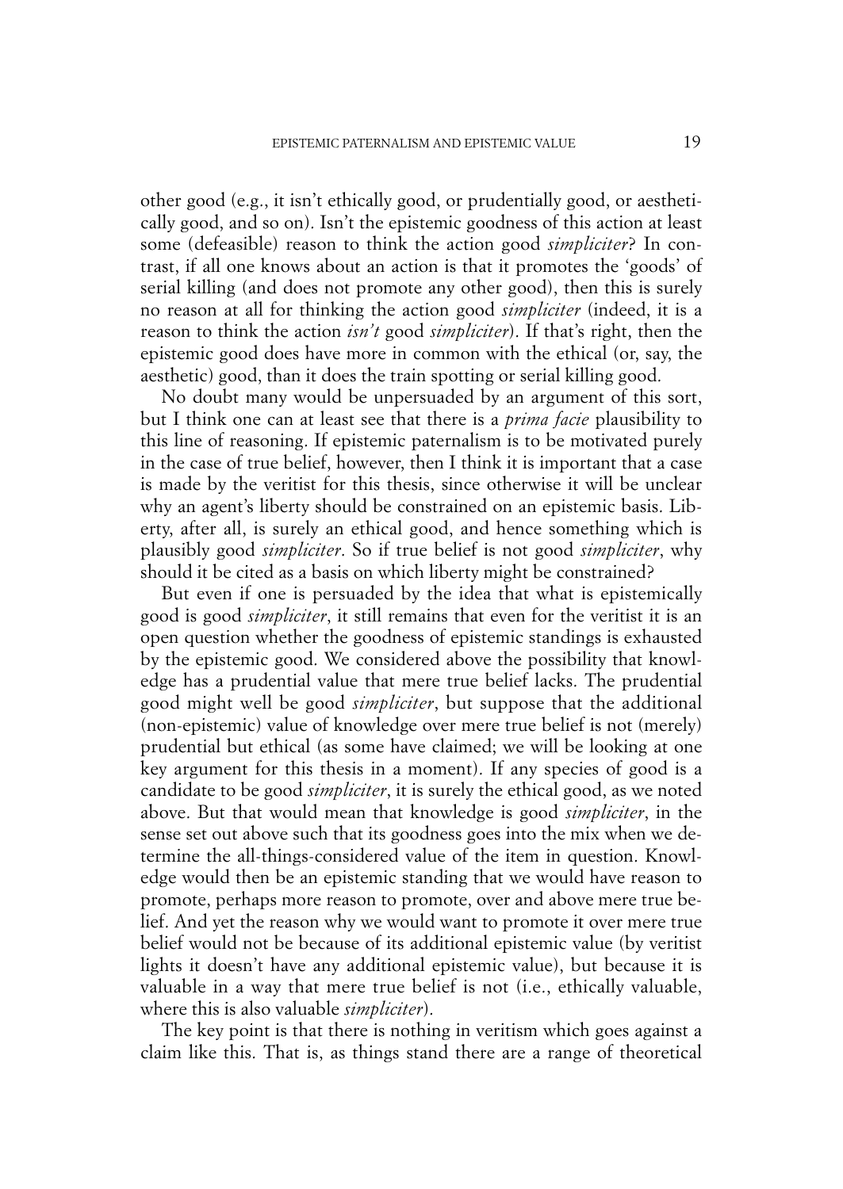other good (e.g., it isn't ethically good, or prudentially good, or aesthetically good, and so on). Isn't the epistemic goodness of this action at least some (defeasible) reason to think the action good *simpliciter*? In contrast, if all one knows about an action is that it promotes the 'goods' of serial killing (and does not promote any other good), then this is surely no reason at all for thinking the action good *simpliciter* (indeed, it is a reason to think the action *isn't* good *simpliciter*). If that's right, then the epistemic good does have more in common with the ethical (or, say, the aesthetic) good, than it does the train spotting or serial killing good.

No doubt many would be unpersuaded by an argument of this sort, but I think one can at least see that there is a *prima facie* plausibility to this line of reasoning. If epistemic paternalism is to be motivated purely in the case of true belief, however, then I think it is important that a case is made by the veritist for this thesis, since otherwise it will be unclear why an agent's liberty should be constrained on an epistemic basis. Liberty, after all, is surely an ethical good, and hence something which is plausibly good *simpliciter*. So if true belief is not good *simpliciter*, why should it be cited as a basis on which liberty might be constrained?

But even if one is persuaded by the idea that what is epistemically good is good *simpliciter*, it still remains that even for the veritist it is an open question whether the goodness of epistemic standings is exhausted by the epistemic good. We considered above the possibility that knowledge has a prudential value that mere true belief lacks. The prudential good might well be good *simpliciter*, but suppose that the additional (non-epistemic) value of knowledge over mere true belief is not (merely) prudential but ethical (as some have claimed; we will be looking at one key argument for this thesis in a moment). If any species of good is a candidate to be good *simpliciter*, it is surely the ethical good, as we noted above. But that would mean that knowledge is good *simpliciter*, in the sense set out above such that its goodness goes into the mix when we determine the all-things-considered value of the item in question. Knowledge would then be an epistemic standing that we would have reason to promote, perhaps more reason to promote, over and above mere true belief. And yet the reason why we would want to promote it over mere true belief would not be because of its additional epistemic value (by veritist lights it doesn't have any additional epistemic value), but because it is valuable in a way that mere true belief is not (i.e., ethically valuable, where this is also valuable *simpliciter*).

The key point is that there is nothing in veritism which goes against a claim like this. That is, as things stand there are a range of theoretical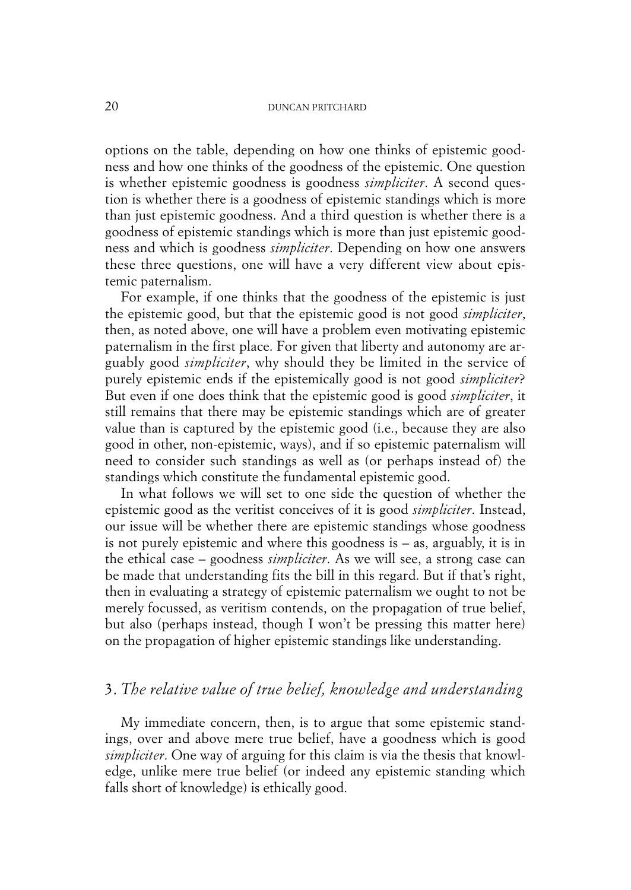options on the table, depending on how one thinks of epistemic goodness and how one thinks of the goodness of the epistemic. One question is whether epistemic goodness is goodness *simpliciter*. A second question is whether there is a goodness of epistemic standings which is more than just epistemic goodness. And a third question is whether there is a goodness of epistemic standings which is more than just epistemic goodness and which is goodness *simpliciter*. Depending on how one answers these three questions, one will have a very different view about epistemic paternalism.

For example, if one thinks that the goodness of the epistemic is just the epistemic good, but that the epistemic good is not good *simpliciter*, then, as noted above, one will have a problem even motivating epistemic paternalism in the first place. For given that liberty and autonomy are arguably good *simpliciter*, why should they be limited in the service of purely epistemic ends if the epistemically good is not good *simpliciter*? But even if one does think that the epistemic good is good *simpliciter*, it still remains that there may be epistemic standings which are of greater value than is captured by the epistemic good (i.e., because they are also good in other, non-epistemic, ways), and if so epistemic paternalism will need to consider such standings as well as (or perhaps instead of) the standings which constitute the fundamental epistemic good.

In what follows we will set to one side the question of whether the epistemic good as the veritist conceives of it is good *simpliciter*. Instead, our issue will be whether there are epistemic standings whose goodness is not purely epistemic and where this goodness is – as, arguably, it is in the ethical case – goodness *simpliciter*. As we will see, a strong case can be made that understanding fits the bill in this regard. But if that's right, then in evaluating a strategy of epistemic paternalism we ought to not be merely focussed, as veritism contends, on the propagation of true belief, but also (perhaps instead, though I won't be pressing this matter here) on the propagation of higher epistemic standings like understanding.

## 3. *The relative value of true belief, knowledge and understanding*

My immediate concern, then, is to argue that some epistemic standings, over and above mere true belief, have a goodness which is good *simpliciter*. One way of arguing for this claim is via the thesis that knowledge, unlike mere true belief (or indeed any epistemic standing which falls short of knowledge) is ethically good.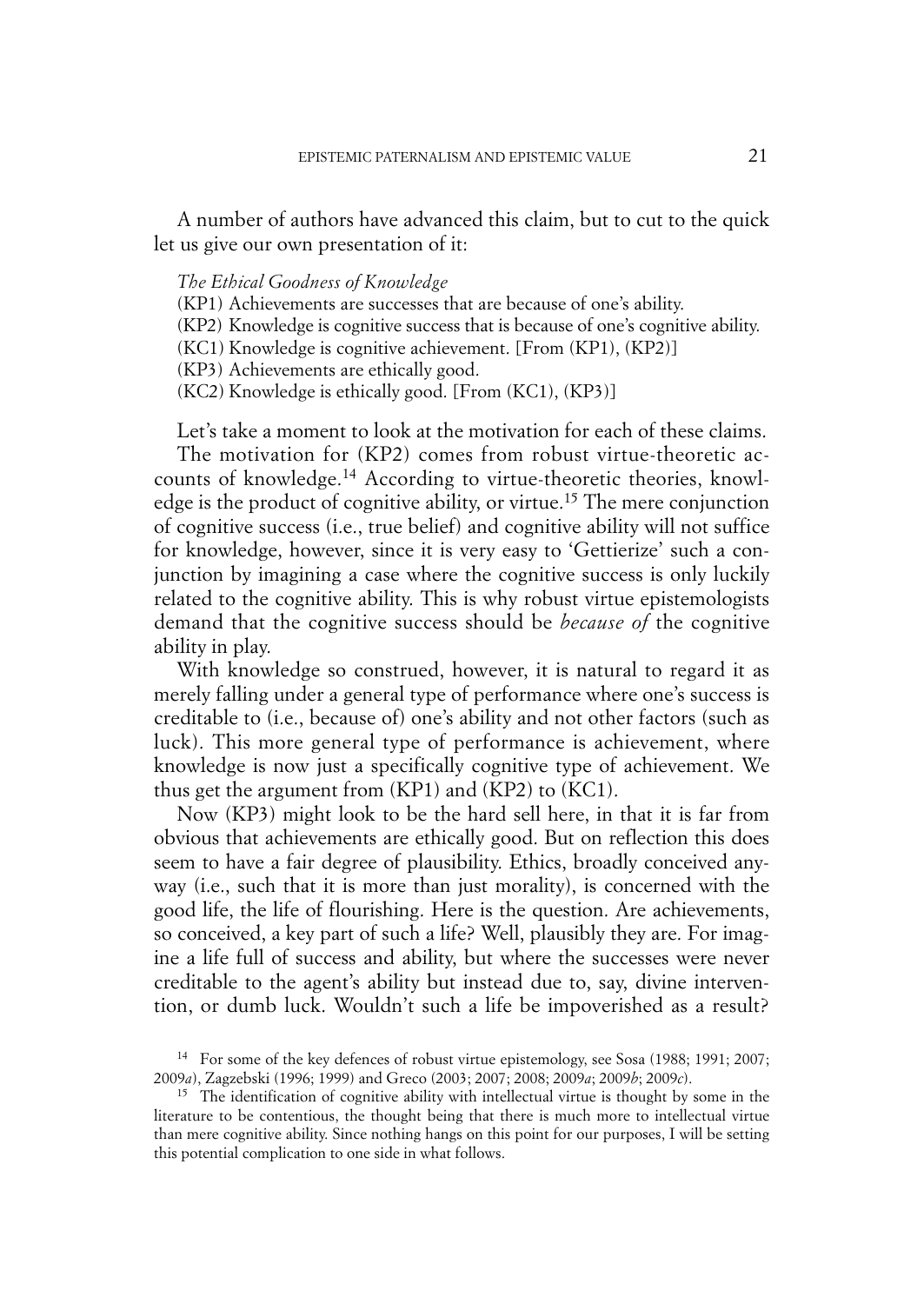A number of authors have advanced this claim, but to cut to the quick let us give our own presentation of it:

*The Ethical Goodness of Knowledge*

(KP1) Achievements are successes that are because of one's ability.

(KP2) Knowledge is cognitive success that is because of one's cognitive ability.

(KC1) Knowledge is cognitive achievement. [From (KP1), (KP2)]

(KP3) Achievements are ethically good.

(KC2) Knowledge is ethically good. [From (KC1), (KP3)]

Let's take a moment to look at the motivation for each of these claims.

The motivation for (KP2) comes from robust virtue-theoretic accounts of knowledge.[14] According to virtue-theoretic theories, knowledge is the product of cognitive ability, or virtue.[15] The mere conjunction of cognitive success (i.e., true belief) and cognitive ability will not suffice for knowledge, however, since it is very easy to 'Gettierize' such a conjunction by imagining a case where the cognitive success is only luckily related to the cognitive ability. This is why robust virtue epistemologists demand that the cognitive success should be *because of* the cognitive ability in play.

With knowledge so construed, however, it is natural to regard it as merely falling under a general type of performance where one's success is creditable to (i.e., because of) one's ability and not other factors (such as luck). This more general type of performance is achievement, where knowledge is now just a specifically cognitive type of achievement. We thus get the argument from (KP1) and (KP2) to (KC1).

Now (KP3) might look to be the hard sell here, in that it is far from obvious that achievements are ethically good. But on reflection this does seem to have a fair degree of plausibility. Ethics, broadly conceived anyway (i.e., such that it is more than just morality), is concerned with the good life, the life of flourishing. Here is the question. Are achievements, so conceived, a key part of such a life? Well, plausibly they are. For imagine a life full of success and ability, but where the successes were never creditable to the agent's ability but instead due to, say, divine intervention, or dumb luck. Wouldn't such a life be impoverished as a result?

[14] For some of the key defences of robust virtue epistemology, see Sosa (1988; 1991; 2007; 2009*a*), Zagzebski (1996; 1999) and Greco (2003; 2007; 2008; 2009*a*; 2009*b*; 2009*c*).

[15] The identification of cognitive ability with intellectual virtue is thought by some in the literature to be contentious, the thought being that there is much more to intellectual virtue than mere cognitive ability. Since nothing hangs on this point for our purposes, I will be setting this potential complication to one side in what follows.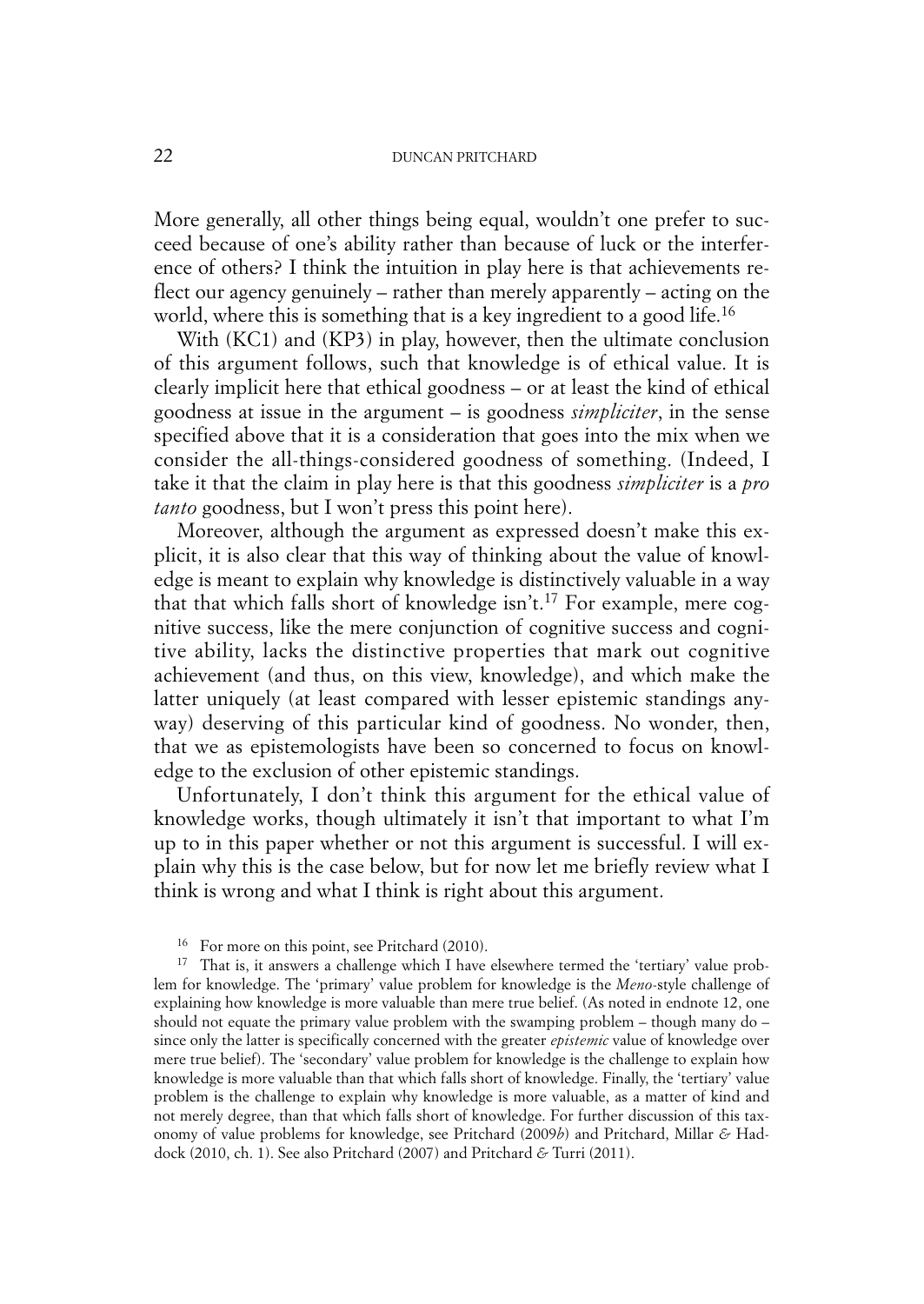More generally, all other things being equal, wouldn't one prefer to succeed because of one's ability rather than because of luck or the interference of others? I think the intuition in play here is that achievements reflect our agency genuinely – rather than merely apparently – acting on the world, where this is something that is a key ingredient to a good life.[16]

With (KC1) and (KP3) in play, however, then the ultimate conclusion of this argument follows, such that knowledge is of ethical value. It is clearly implicit here that ethical goodness – or at least the kind of ethical goodness at issue in the argument – is goodness *simpliciter*, in the sense specified above that it is a consideration that goes into the mix when we consider the all-things-considered goodness of something. (Indeed, I take it that the claim in play here is that this goodness *simpliciter* is a *pro tanto* goodness, but I won't press this point here).

Moreover, although the argument as expressed doesn't make this explicit, it is also clear that this way of thinking about the value of knowledge is meant to explain why knowledge is distinctively valuable in a way that that which falls short of knowledge isn't.[17] For example, mere cognitive success, like the mere conjunction of cognitive success and cognitive ability, lacks the distinctive properties that mark out cognitive achievement (and thus, on this view, knowledge), and which make the latter uniquely (at least compared with lesser epistemic standings anyway) deserving of this particular kind of goodness. No wonder, then, that we as epistemologists have been so concerned to focus on knowledge to the exclusion of other epistemic standings.

Unfortunately, I don't think this argument for the ethical value of knowledge works, though ultimately it isn't that important to what I'm up to in this paper whether or not this argument is successful. I will explain why this is the case below, but for now let me briefly review what I think is wrong and what I think is right about this argument.

[16] For more on this point, see Pritchard (2010).

[17] That is, it answers a challenge which I have elsewhere termed the 'tertiary' value problem for knowledge. The 'primary' value problem for knowledge is the *Meno*-style challenge of explaining how knowledge is more valuable than mere true belief. (As noted in endnote 12, one should not equate the primary value problem with the swamping problem – though many do – since only the latter is specifically concerned with the greater *epistemic* value of knowledge over mere true belief). The 'secondary' value problem for knowledge is the challenge to explain how knowledge is more valuable than that which falls short of knowledge. Finally, the 'tertiary' value problem is the challenge to explain why knowledge is more valuable, as a matter of kind and not merely degree, than that which falls short of knowledge. For further discussion of this taxonomy of value problems for knowledge, see Pritchard (2009*b*) and Pritchard, Millar & Haddock (2010, ch. 1). See also Pritchard (2007) and Pritchard & Turri (2011).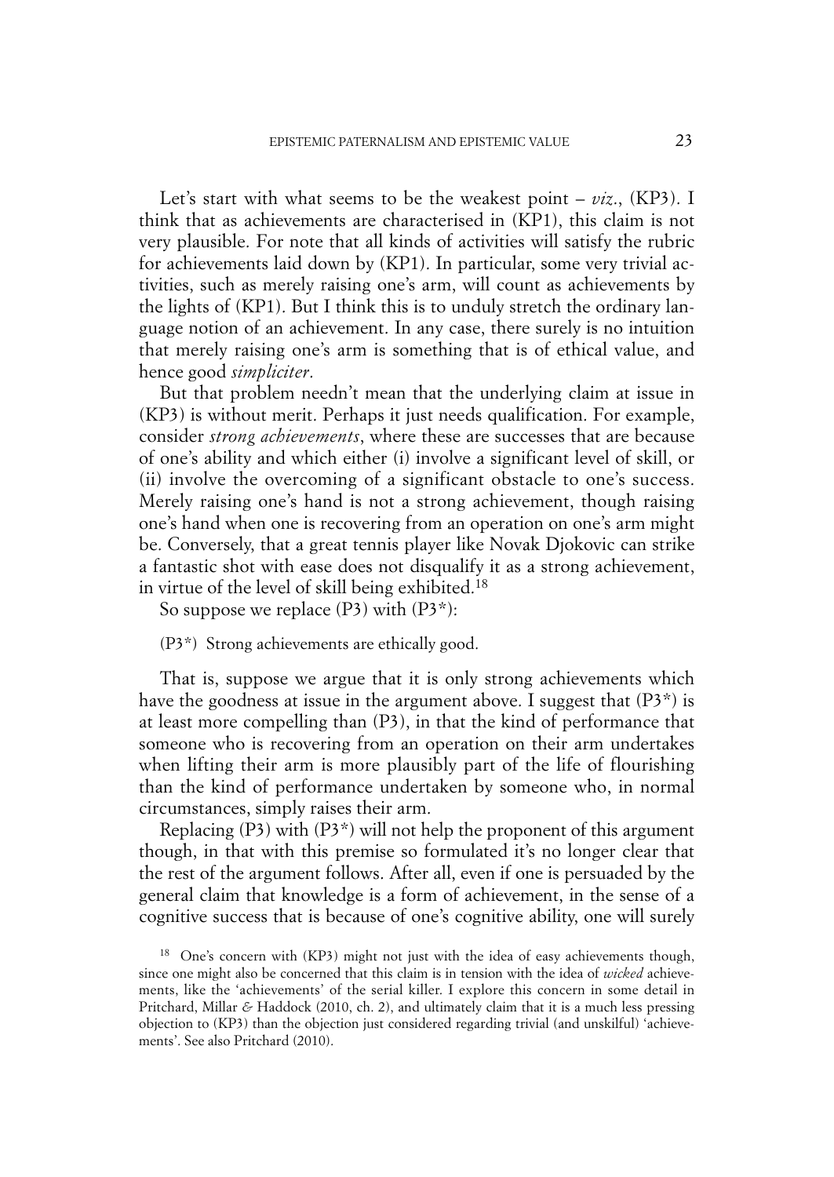Let's start with what seems to be the weakest point – *viz*., (KP3). I think that as achievements are characterised in (KP1), this claim is not very plausible. For note that all kinds of activities will satisfy the rubric for achievements laid down by (KP1). In particular, some very trivial activities, such as merely raising one's arm, will count as achievements by the lights of (KP1). But I think this is to unduly stretch the ordinary language notion of an achievement. In any case, there surely is no intuition that merely raising one's arm is something that is of ethical value, and hence good *simpliciter*.

But that problem needn't mean that the underlying claim at issue in (KP3) is without merit. Perhaps it just needs qualification. For example, consider *strong achievements*, where these are successes that are because of one's ability and which either (i) involve a significant level of skill, or (ii) involve the overcoming of a significant obstacle to one's success. Merely raising one's hand is not a strong achievement, though raising one's hand when one is recovering from an operation on one's arm might be. Conversely, that a great tennis player like Novak Djokovic can strike a fantastic shot with ease does not disqualify it as a strong achievement, in virtue of the level of skill being exhibited.[18]

So suppose we replace (P3) with (P3*):

(P3*) Strong achievements are ethically good.

That is, suppose we argue that it is only strong achievements which have the goodness at issue in the argument above. I suggest that (P3*) is at least more compelling than (P3), in that the kind of performance that someone who is recovering from an operation on their arm undertakes when lifting their arm is more plausibly part of the life of flourishing than the kind of performance undertaken by someone who, in normal circumstances, simply raises their arm.

Replacing (P3) with (P3*) will not help the proponent of this argument though, in that with this premise so formulated it's no longer clear that the rest of the argument follows. After all, even if one is persuaded by the general claim that knowledge is a form of achievement, in the sense of a cognitive success that is because of one's cognitive ability, one will surely

[18] One's concern with (KP3) might not just with the idea of easy achievements though, since one might also be concerned that this claim is in tension with the idea of *wicked* achievements, like the 'achievements' of the serial killer. I explore this concern in some detail in Pritchard, Millar & Haddock (2010, ch. 2), and ultimately claim that it is a much less pressing objection to (KP3) than the objection just considered regarding trivial (and unskilful) 'achievements'. See also Pritchard (2010).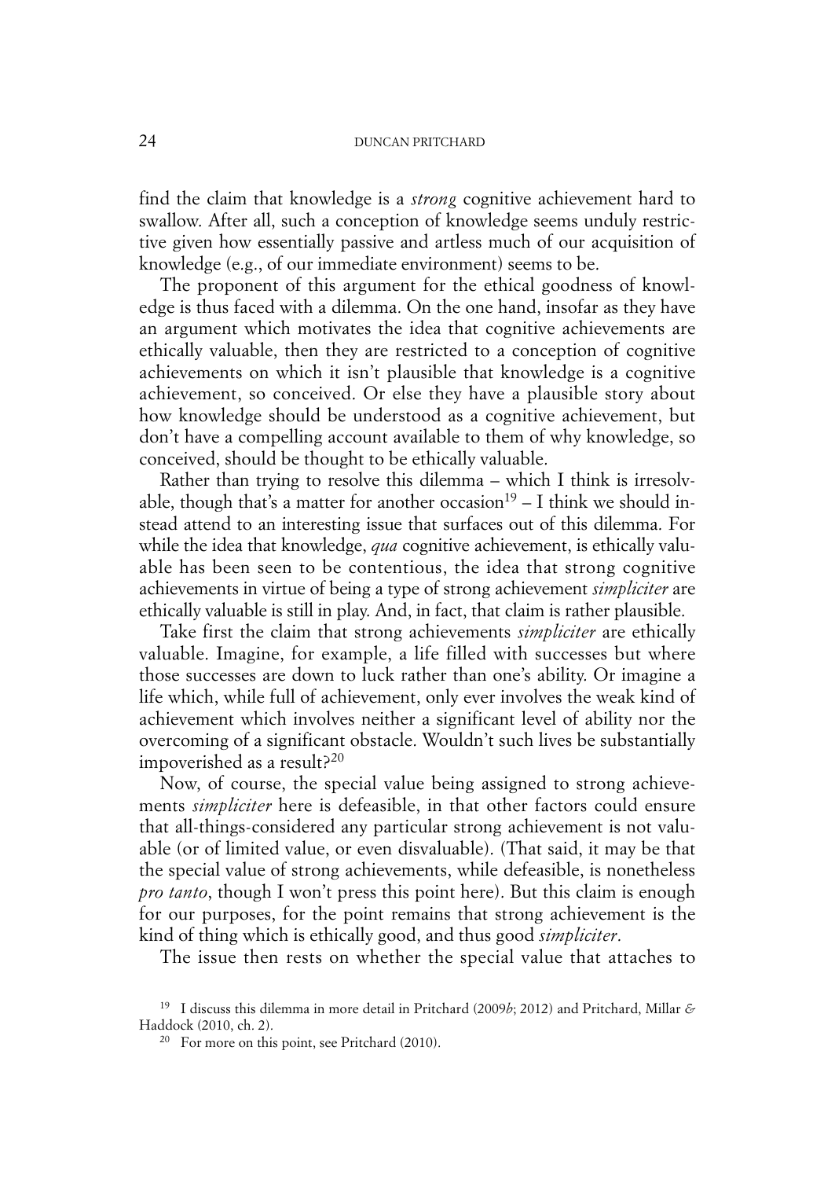find the claim that knowledge is a *strong* cognitive achievement hard to swallow. After all, such a conception of knowledge seems unduly restrictive given how essentially passive and artless much of our acquisition of knowledge (e.g., of our immediate environment) seems to be.

The proponent of this argument for the ethical goodness of knowledge is thus faced with a dilemma. On the one hand, insofar as they have an argument which motivates the idea that cognitive achievements are ethically valuable, then they are restricted to a conception of cognitive achievements on which it isn't plausible that knowledge is a cognitive achievement, so conceived. Or else they have a plausible story about how knowledge should be understood as a cognitive achievement, but don't have a compelling account available to them of why knowledge, so conceived, should be thought to be ethically valuable.

Rather than trying to resolve this dilemma – which I think is irresolvable, though that's a matter for another occasion[19] – I think we should instead attend to an interesting issue that surfaces out of this dilemma. For while the idea that knowledge, *qua* cognitive achievement, is ethically valuable has been seen to be contentious, the idea that strong cognitive achievements in virtue of being a type of strong achievement *simpliciter* are ethically valuable is still in play. And, in fact, that claim is rather plausible.

Take first the claim that strong achievements *simpliciter* are ethically valuable. Imagine, for example, a life filled with successes but where those successes are down to luck rather than one's ability. Or imagine a life which, while full of achievement, only ever involves the weak kind of achievement which involves neither a significant level of ability nor the overcoming of a significant obstacle. Wouldn't such lives be substantially impoverished as a result?[20]

Now, of course, the special value being assigned to strong achievements *simpliciter* here is defeasible, in that other factors could ensure that all-things-considered any particular strong achievement is not valuable (or of limited value, or even disvaluable). (That said, it may be that the special value of strong achievements, while defeasible, is nonetheless *pro tanto*, though I won't press this point here). But this claim is enough for our purposes, for the point remains that strong achievement is the kind of thing which is ethically good, and thus good *simpliciter*.

The issue then rests on whether the special value that attaches to

---

[19] I discuss this dilemma in more detail in Pritchard (2009*b*; 2012) and Pritchard, Millar & Haddock (2010, ch. 2).

[20] For more on this point, see Pritchard (2010).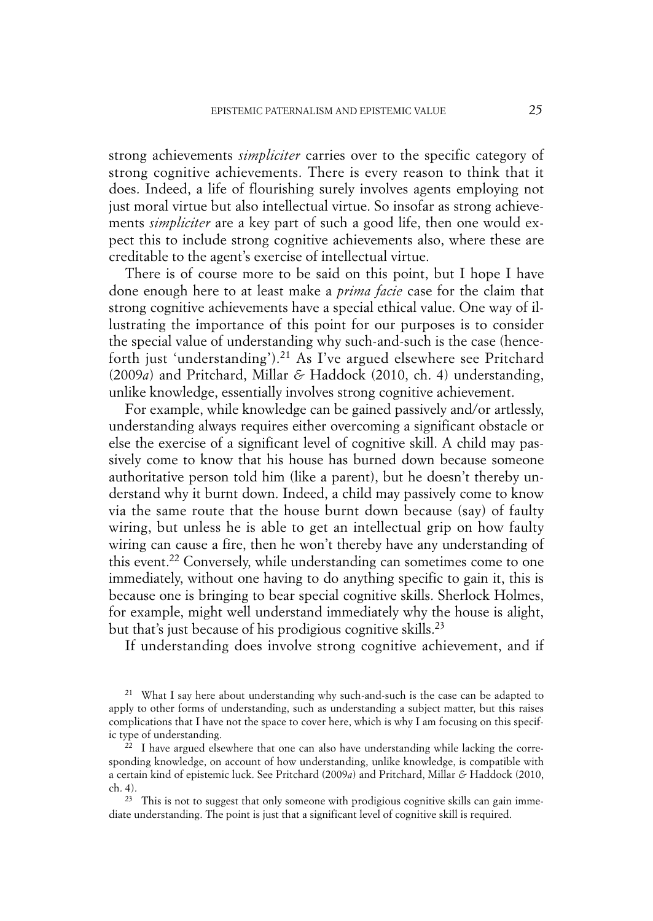strong achievements *simpliciter* carries over to the specific category of strong cognitive achievements. There is every reason to think that it does. Indeed, a life of flourishing surely involves agents employing not just moral virtue but also intellectual virtue. So insofar as strong achievements *simpliciter* are a key part of such a good life, then one would expect this to include strong cognitive achievements also, where these are creditable to the agent's exercise of intellectual virtue.

There is of course more to be said on this point, but I hope I have done enough here to at least make a *prima facie* case for the claim that strong cognitive achievements have a special ethical value. One way of illustrating the importance of this point for our purposes is to consider the special value of understanding why such-and-such is the case (henceforth just 'understanding').[21] As I've argued elsewhere see Pritchard (2009*a*) and Pritchard, Millar & Haddock (2010, ch. 4) understanding, unlike knowledge, essentially involves strong cognitive achievement.

For example, while knowledge can be gained passively and/or artlessly, understanding always requires either overcoming a significant obstacle or else the exercise of a significant level of cognitive skill. A child may passively come to know that his house has burned down because someone authoritative person told him (like a parent), but he doesn't thereby understand why it burnt down. Indeed, a child may passively come to know via the same route that the house burnt down because (say) of faulty wiring, but unless he is able to get an intellectual grip on how faulty wiring can cause a fire, then he won't thereby have any understanding of this event.[22] Conversely, while understanding can sometimes come to one immediately, without one having to do anything specific to gain it, this is because one is bringing to bear special cognitive skills. Sherlock Holmes, for example, might well understand immediately why the house is alight, but that's just because of his prodigious cognitive skills.[23]

If understanding does involve strong cognitive achievement, and if

[21] What I say here about understanding why such-and-such is the case can be adapted to apply to other forms of understanding, such as understanding a subject matter, but this raises complications that I have not the space to cover here, which is why I am focusing on this specific type of understanding.

[22] I have argued elsewhere that one can also have understanding while lacking the corresponding knowledge, on account of how understanding, unlike knowledge, is compatible with a certain kind of epistemic luck. See Pritchard (2009*a*) and Pritchard, Millar & Haddock (2010, ch. 4).

[23] This is not to suggest that only someone with prodigious cognitive skills can gain immediate understanding. The point is just that a significant level of cognitive skill is required.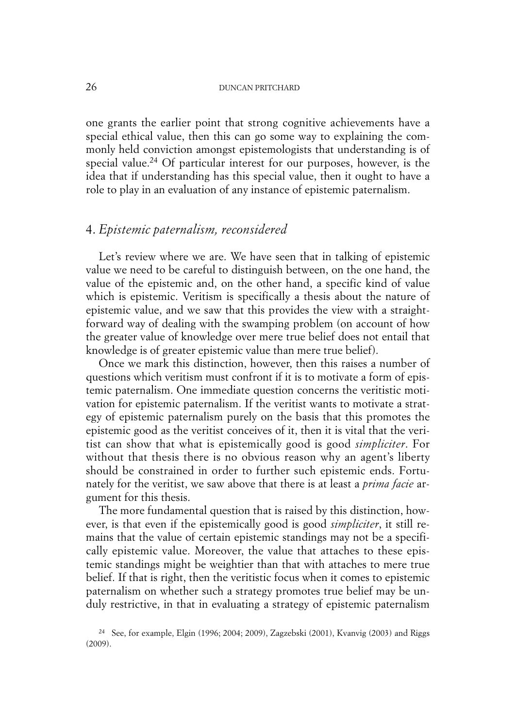one grants the earlier point that strong cognitive achievements have a special ethical value, then this can go some way to explaining the commonly held conviction amongst epistemologists that understanding is of special value.[24] Of particular interest for our purposes, however, is the idea that if understanding has this special value, then it ought to have a role to play in an evaluation of any instance of epistemic paternalism.

## 4. *Epistemic paternalism, reconsidered*

Let's review where we are. We have seen that in talking of epistemic value we need to be careful to distinguish between, on the one hand, the value of the epistemic and, on the other hand, a specific kind of value which is epistemic. Veritism is specifically a thesis about the nature of epistemic value, and we saw that this provides the view with a straightforward way of dealing with the swamping problem (on account of how the greater value of knowledge over mere true belief does not entail that knowledge is of greater epistemic value than mere true belief).

Once we mark this distinction, however, then this raises a number of questions which veritism must confront if it is to motivate a form of epistemic paternalism. One immediate question concerns the veritistic motivation for epistemic paternalism. If the veritist wants to motivate a strategy of epistemic paternalism purely on the basis that this promotes the epistemic good as the veritist conceives of it, then it is vital that the veritist can show that what is epistemically good is good *simpliciter*. For without that thesis there is no obvious reason why an agent's liberty should be constrained in order to further such epistemic ends. Fortunately for the veritist, we saw above that there is at least a *prima facie* argument for this thesis.

The more fundamental question that is raised by this distinction, however, is that even if the epistemically good is good *simpliciter*, it still remains that the value of certain epistemic standings may not be a specifically epistemic value. Moreover, the value that attaches to these epistemic standings might be weightier than that with attaches to mere true belief. If that is right, then the veritistic focus when it comes to epistemic paternalism on whether such a strategy promotes true belief may be unduly restrictive, in that in evaluating a strategy of epistemic paternalism

[24] See, for example, Elgin (1996; 2004; 2009), Zagzebski (2001), Kvanvig (2003) and Riggs (2009).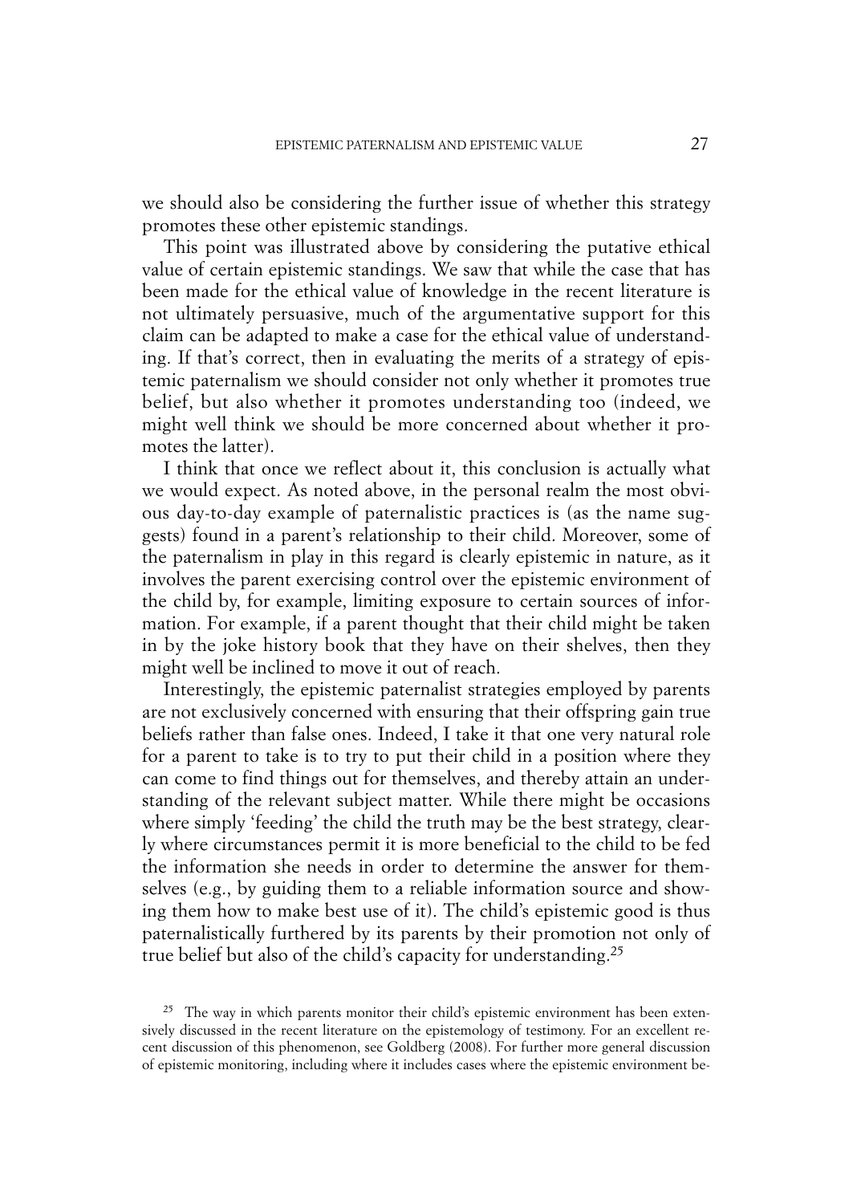we should also be considering the further issue of whether this strategy promotes these other epistemic standings.

This point was illustrated above by considering the putative ethical value of certain epistemic standings. We saw that while the case that has been made for the ethical value of knowledge in the recent literature is not ultimately persuasive, much of the argumentative support for this claim can be adapted to make a case for the ethical value of understanding. If that's correct, then in evaluating the merits of a strategy of epistemic paternalism we should consider not only whether it promotes true belief, but also whether it promotes understanding too (indeed, we might well think we should be more concerned about whether it promotes the latter).

I think that once we reflect about it, this conclusion is actually what we would expect. As noted above, in the personal realm the most obvious day-to-day example of paternalistic practices is (as the name suggests) found in a parent's relationship to their child. Moreover, some of the paternalism in play in this regard is clearly epistemic in nature, as it involves the parent exercising control over the epistemic environment of the child by, for example, limiting exposure to certain sources of information. For example, if a parent thought that their child might be taken in by the joke history book that they have on their shelves, then they might well be inclined to move it out of reach.

Interestingly, the epistemic paternalist strategies employed by parents are not exclusively concerned with ensuring that their offspring gain true beliefs rather than false ones. Indeed, I take it that one very natural role for a parent to take is to try to put their child in a position where they can come to find things out for themselves, and thereby attain an understanding of the relevant subject matter. While there might be occasions where simply 'feeding' the child the truth may be the best strategy, clearly where circumstances permit it is more beneficial to the child to be fed the information she needs in order to determine the answer for themselves (e.g., by guiding them to a reliable information source and showing them how to make best use of it). The child's epistemic good is thus paternalistically furthered by its parents by their promotion not only of true belief but also of the child's capacity for understanding.[25]

[25] The way in which parents monitor their child's epistemic environment has been extensively discussed in the recent literature on the epistemology of testimony. For an excellent recent discussion of this phenomenon, see Goldberg (2008). For further more general discussion of epistemic monitoring, including where it includes cases where the epistemic environment be-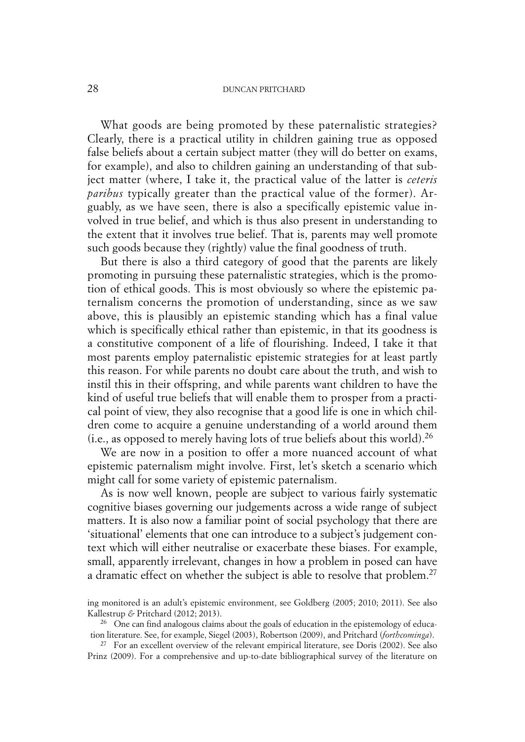What goods are being promoted by these paternalistic strategies? Clearly, there is a practical utility in children gaining true as opposed false beliefs about a certain subject matter (they will do better on exams, for example), and also to children gaining an understanding of that subject matter (where, I take it, the practical value of the latter is *ceteris paribus* typically greater than the practical value of the former). Arguably, as we have seen, there is also a specifically epistemic value involved in true belief, and which is thus also present in understanding to the extent that it involves true belief. That is, parents may well promote such goods because they (rightly) value the final goodness of truth.

But there is also a third category of good that the parents are likely promoting in pursuing these paternalistic strategies, which is the promotion of ethical goods. This is most obviously so where the epistemic paternalism concerns the promotion of understanding, since as we saw above, this is plausibly an epistemic standing which has a final value which is specifically ethical rather than epistemic, in that its goodness is a constitutive component of a life of flourishing. Indeed, I take it that most parents employ paternalistic epistemic strategies for at least partly this reason. For while parents no doubt care about the truth, and wish to instil this in their offspring, and while parents want children to have the kind of useful true beliefs that will enable them to prosper from a practical point of view, they also recognise that a good life is one in which children come to acquire a genuine understanding of a world around them (i.e., as opposed to merely having lots of true beliefs about this world).[26]

We are now in a position to offer a more nuanced account of what epistemic paternalism might involve. First, let's sketch a scenario which might call for some variety of epistemic paternalism.

As is now well known, people are subject to various fairly systematic cognitive biases governing our judgements across a wide range of subject matters. It is also now a familiar point of social psychology that there are 'situational' elements that one can introduce to a subject's judgement context which will either neutralise or exacerbate these biases. For example, small, apparently irrelevant, changes in how a problem in posed can have a dramatic effect on whether the subject is able to resolve that problem.[27]

ing monitored is an adult's epistemic environment, see Goldberg (2005; 2010; 2011). See also Kallestrup & Pritchard (2012; 2013).

[26] One can find analogous claims about the goals of education in the epistemology of education literature. See, for example, Siegel (2003), Robertson (2009), and Pritchard (*forthcominga*).

[27] For an excellent overview of the relevant empirical literature, see Doris (2002). See also Prinz (2009). For a comprehensive and up-to-date bibliographical survey of the literature on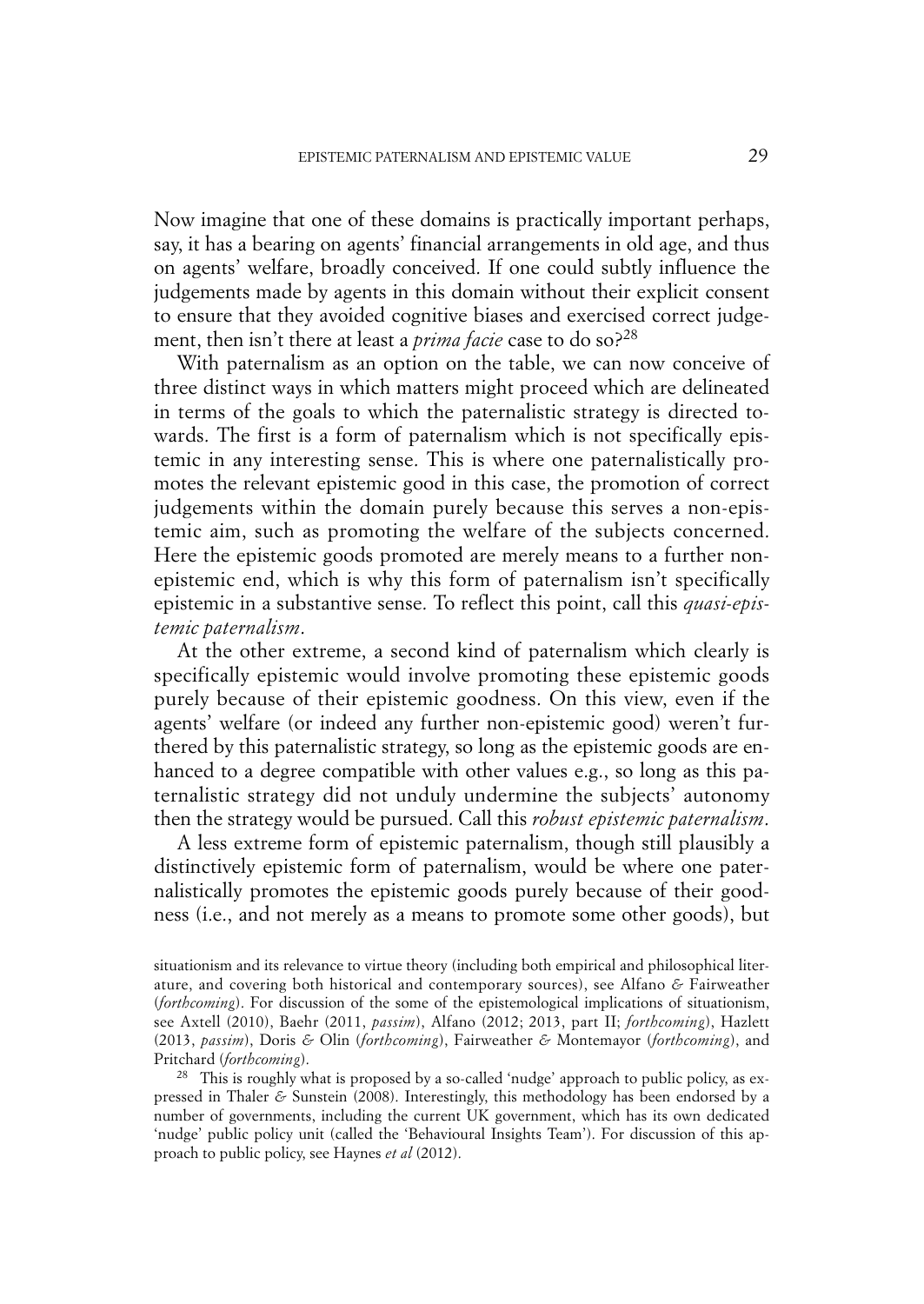Now imagine that one of these domains is practically important perhaps, say, it has a bearing on agents' financial arrangements in old age, and thus on agents' welfare, broadly conceived. If one could subtly influence the judgements made by agents in this domain without their explicit consent to ensure that they avoided cognitive biases and exercised correct judgement, then isn't there at least a *prima facie* case to do so?[28]

With paternalism as an option on the table, we can now conceive of three distinct ways in which matters might proceed which are delineated in terms of the goals to which the paternalistic strategy is directed towards. The first is a form of paternalism which is not specifically epistemic in any interesting sense. This is where one paternalistically promotes the relevant epistemic good in this case, the promotion of correct judgements within the domain purely because this serves a non-epistemic aim, such as promoting the welfare of the subjects concerned. Here the epistemic goods promoted are merely means to a further non-epistemic end, which is why this form of paternalism isn't specifically epistemic in a substantive sense. To reflect this point, call this *quasi-epistemic paternalism*.

At the other extreme, a second kind of paternalism which clearly is specifically epistemic would involve promoting these epistemic goods purely because of their epistemic goodness. On this view, even if the agents' welfare (or indeed any further non-epistemic good) weren't furthered by this paternalistic strategy, so long as the epistemic goods are enhanced to a degree compatible with other values e.g., so long as this paternalistic strategy did not unduly undermine the subjects' autonomy then the strategy would be pursued. Call this *robust epistemic paternalism*.

A less extreme form of epistemic paternalism, though still plausibly a distinctively epistemic form of paternalism, would be where one paternalistically promotes the epistemic goods purely because of their goodness (i.e., and not merely as a means to promote some other goods), but

situationism and its relevance to virtue theory (including both empirical and philosophical literature, and covering both historical and contemporary sources), see Alfano & Fairweather (*forthcoming*). For discussion of the some of the epistemological implications of situationism, see Axtell (2010), Baehr (2011, *passim*), Alfano (2012; 2013, part II; *forthcoming*), Hazlett (2013, *passim*), Doris & Olin (*forthcoming*), Fairweather & Montemayor (*forthcoming*), and Pritchard (*forthcoming*).

[28] This is roughly what is proposed by a so-called 'nudge' approach to public policy, as expressed in Thaler & Sunstein (2008). Interestingly, this methodology has been endorsed by a number of governments, including the current UK government, which has its own dedicated 'nudge' public policy unit (called the 'Behavioural Insights Team'). For discussion of this approach to public policy, see Haynes *et al* (2012).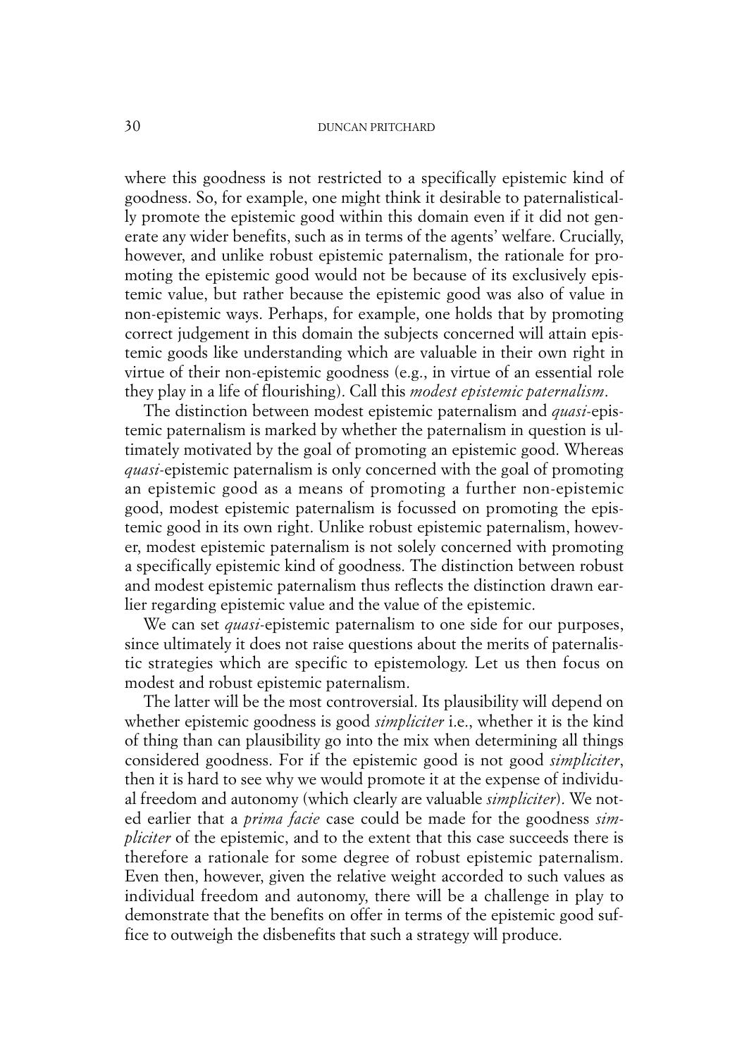where this goodness is not restricted to a specifically epistemic kind of goodness. So, for example, one might think it desirable to paternalistically promote the epistemic good within this domain even if it did not generate any wider benefits, such as in terms of the agents' welfare. Crucially, however, and unlike robust epistemic paternalism, the rationale for promoting the epistemic good would not be because of its exclusively epistemic value, but rather because the epistemic good was also of value in non-epistemic ways. Perhaps, for example, one holds that by promoting correct judgement in this domain the subjects concerned will attain epistemic goods like understanding which are valuable in their own right in virtue of their non-epistemic goodness (e.g., in virtue of an essential role they play in a life of flourishing). Call this *modest epistemic paternalism*.

The distinction between modest epistemic paternalism and *quasi*-epistemic paternalism is marked by whether the paternalism in question is ultimately motivated by the goal of promoting an epistemic good. Whereas *quasi*-epistemic paternalism is only concerned with the goal of promoting an epistemic good as a means of promoting a further non-epistemic good, modest epistemic paternalism is focussed on promoting the epistemic good in its own right. Unlike robust epistemic paternalism, however, modest epistemic paternalism is not solely concerned with promoting a specifically epistemic kind of goodness. The distinction between robust and modest epistemic paternalism thus reflects the distinction drawn earlier regarding epistemic value and the value of the epistemic.

We can set *quasi*-epistemic paternalism to one side for our purposes, since ultimately it does not raise questions about the merits of paternalistic strategies which are specific to epistemology. Let us then focus on modest and robust epistemic paternalism.

The latter will be the most controversial. Its plausibility will depend on whether epistemic goodness is good *simpliciter* i.e., whether it is the kind of thing than can plausibility go into the mix when determining all things considered goodness. For if the epistemic good is not good *simpliciter*, then it is hard to see why we would promote it at the expense of individual freedom and autonomy (which clearly are valuable *simpliciter*). We noted earlier that a *prima facie* case could be made for the goodness *simpliciter* of the epistemic, and to the extent that this case succeeds there is therefore a rationale for some degree of robust epistemic paternalism. Even then, however, given the relative weight accorded to such values as individual freedom and autonomy, there will be a challenge in play to demonstrate that the benefits on offer in terms of the epistemic good suffice to outweigh the disbenefits that such a strategy will produce.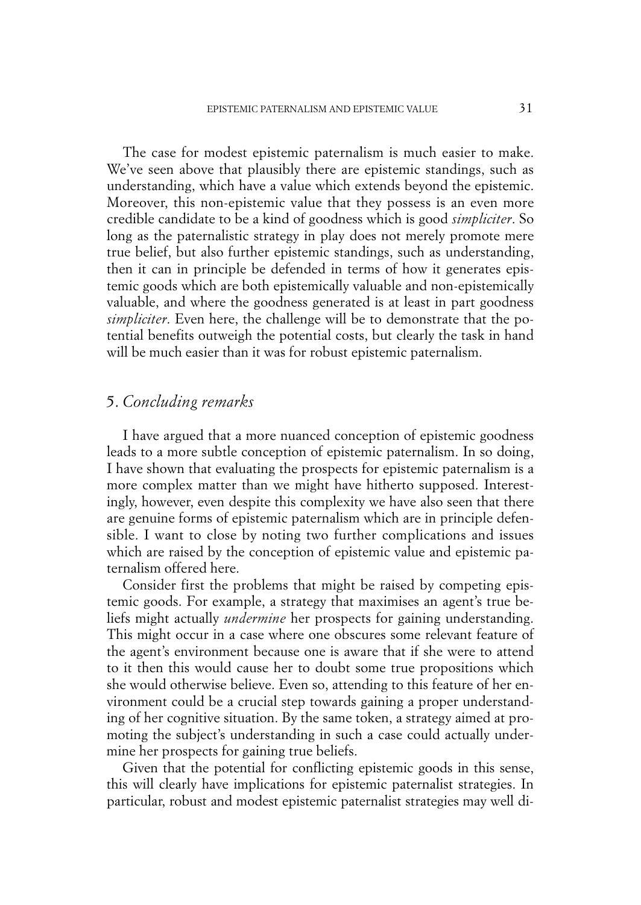The case for modest epistemic paternalism is much easier to make. We've seen above that plausibly there are epistemic standings, such as understanding, which have a value which extends beyond the epistemic. Moreover, this non-epistemic value that they possess is an even more credible candidate to be a kind of goodness which is good *simpliciter*. So long as the paternalistic strategy in play does not merely promote mere true belief, but also further epistemic standings, such as understanding, then it can in principle be defended in terms of how it generates epistemic goods which are both epistemically valuable and non-epistemically valuable, and where the goodness generated is at least in part goodness *simpliciter*. Even here, the challenge will be to demonstrate that the potential benefits outweigh the potential costs, but clearly the task in hand will be much easier than it was for robust epistemic paternalism.

## 5. *Concluding remarks*

I have argued that a more nuanced conception of epistemic goodness leads to a more subtle conception of epistemic paternalism. In so doing, I have shown that evaluating the prospects for epistemic paternalism is a more complex matter than we might have hitherto supposed. Interestingly, however, even despite this complexity we have also seen that there are genuine forms of epistemic paternalism which are in principle defensible. I want to close by noting two further complications and issues which are raised by the conception of epistemic value and epistemic paternalism offered here.

Consider first the problems that might be raised by competing epistemic goods. For example, a strategy that maximises an agent's true beliefs might actually *undermine* her prospects for gaining understanding. This might occur in a case where one obscures some relevant feature of the agent's environment because one is aware that if she were to attend to it then this would cause her to doubt some true propositions which she would otherwise believe. Even so, attending to this feature of her environment could be a crucial step towards gaining a proper understanding of her cognitive situation. By the same token, a strategy aimed at promoting the subject's understanding in such a case could actually undermine her prospects for gaining true beliefs.

Given that the potential for conflicting epistemic goods in this sense, this will clearly have implications for epistemic paternalist strategies. In particular, robust and modest epistemic paternalist strategies may well di-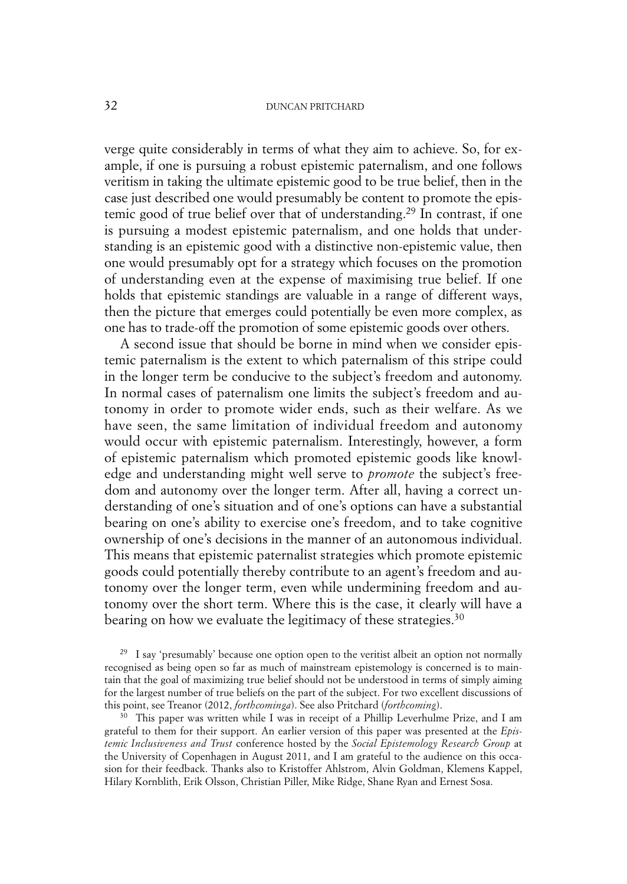verge quite considerably in terms of what they aim to achieve. So, for example, if one is pursuing a robust epistemic paternalism, and one follows veritism in taking the ultimate epistemic good to be true belief, then in the case just described one would presumably be content to promote the epistemic good of true belief over that of understanding.[29] In contrast, if one is pursuing a modest epistemic paternalism, and one holds that understanding is an epistemic good with a distinctive non-epistemic value, then one would presumably opt for a strategy which focuses on the promotion of understanding even at the expense of maximising true belief. If one holds that epistemic standings are valuable in a range of different ways, then the picture that emerges could potentially be even more complex, as one has to trade-off the promotion of some epistemic goods over others.

A second issue that should be borne in mind when we consider epistemic paternalism is the extent to which paternalism of this stripe could in the longer term be conducive to the subject's freedom and autonomy. In normal cases of paternalism one limits the subject's freedom and autonomy in order to promote wider ends, such as their welfare. As we have seen, the same limitation of individual freedom and autonomy would occur with epistemic paternalism. Interestingly, however, a form of epistemic paternalism which promoted epistemic goods like knowledge and understanding might well serve to *promote* the subject's freedom and autonomy over the longer term. After all, having a correct understanding of one's situation and of one's options can have a substantial bearing on one's ability to exercise one's freedom, and to take cognitive ownership of one's decisions in the manner of an autonomous individual. This means that epistemic paternalist strategies which promote epistemic goods could potentially thereby contribute to an agent's freedom and autonomy over the longer term, even while undermining freedom and autonomy over the short term. Where this is the case, it clearly will have a bearing on how we evaluate the legitimacy of these strategies.[30]

[29] I say 'presumably' because one option open to the veritist albeit an option not normally recognised as being open so far as much of mainstream epistemology is concerned is to maintain that the goal of maximizing true belief should not be understood in terms of simply aiming for the largest number of true beliefs on the part of the subject. For two excellent discussions of this point, see Treanor (2012, *forthcominga*). See also Pritchard (*forthcoming*).

[30] This paper was written while I was in receipt of a Phillip Leverhulme Prize, and I am grateful to them for their support. An earlier version of this paper was presented at the *Epistemic Inclusiveness and Trust* conference hosted by the *Social Epistemology Research Group* at the University of Copenhagen in August 2011, and I am grateful to the audience on this occasion for their feedback. Thanks also to Kristoffer Ahlstrom, Alvin Goldman, Klemens Kappel, Hilary Kornblith, Erik Olsson, Christian Piller, Mike Ridge, Shane Ryan and Ernest Sosa.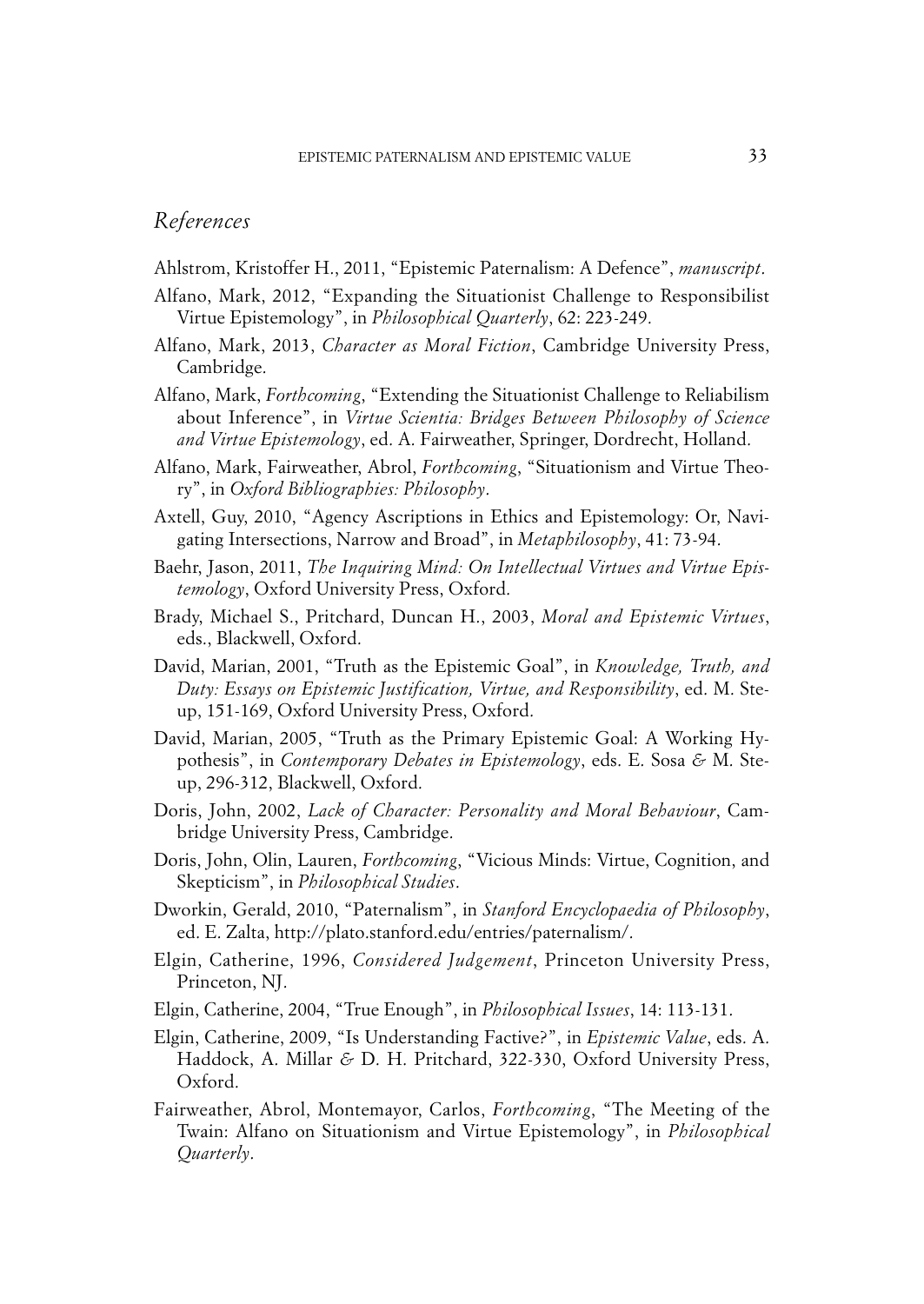## *References*

Ahlstrom, Kristoffer H., 2011, "Epistemic Paternalism: A Defence", *manuscript*.

Alfano, Mark, 2012, "Expanding the Situationist Challenge to Responsibilist Virtue Epistemology", in *Philosophical Quarterly*, 62: 223-249.

Alfano, Mark, 2013, *Character as Moral Fiction*, Cambridge University Press, Cambridge.

Alfano, Mark, *Forthcoming*, "Extending the Situationist Challenge to Reliabilism about Inference", in *Virtue Scientia: Bridges Between Philosophy of Science and Virtue Epistemology*, ed. A. Fairweather, Springer, Dordrecht, Holland.

Alfano, Mark, Fairweather, Abrol, *Forthcoming*, "Situationism and Virtue Theory", in *Oxford Bibliographies: Philosophy*.

Axtell, Guy, 2010, "Agency Ascriptions in Ethics and Epistemology: Or, Navigating Intersections, Narrow and Broad", in *Metaphilosophy*, 41: 73-94.

Baehr, Jason, 2011, *The Inquiring Mind: On Intellectual Virtues and Virtue Epistemology*, Oxford University Press, Oxford.

Brady, Michael S., Pritchard, Duncan H., 2003, *Moral and Epistemic Virtues*, eds., Blackwell, Oxford.

David, Marian, 2001, "Truth as the Epistemic Goal", in *Knowledge, Truth, and Duty: Essays on Epistemic Justification, Virtue, and Responsibility*, ed. M. Steup, 151-169, Oxford University Press, Oxford.

David, Marian, 2005, "Truth as the Primary Epistemic Goal: A Working Hypothesis", in *Contemporary Debates in Epistemology*, eds. E. Sosa & M. Steup, 296-312, Blackwell, Oxford.

Doris, John, 2002, *Lack of Character: Personality and Moral Behaviour*, Cambridge University Press, Cambridge.

Doris, John, Olin, Lauren, *Forthcoming*, "Vicious Minds: Virtue, Cognition, and Skepticism", in *Philosophical Studies*.

Dworkin, Gerald, 2010, "Paternalism", in *Stanford Encyclopaedia of Philosophy*, ed. E. Zalta, http://plato.stanford.edu/entries/paternalism/.

Elgin, Catherine, 1996, *Considered Judgement*, Princeton University Press, Princeton, NJ.

Elgin, Catherine, 2004, "True Enough", in *Philosophical Issues*, 14: 113-131.

Elgin, Catherine, 2009, "Is Understanding Factive?", in *Epistemic Value*, eds. A. Haddock, A. Millar & D. H. Pritchard, 322-330, Oxford University Press, Oxford.

Fairweather, Abrol, Montemayor, Carlos, *Forthcoming*, "The Meeting of the Twain: Alfano on Situationism and Virtue Epistemology", in *Philosophical Quarterly*.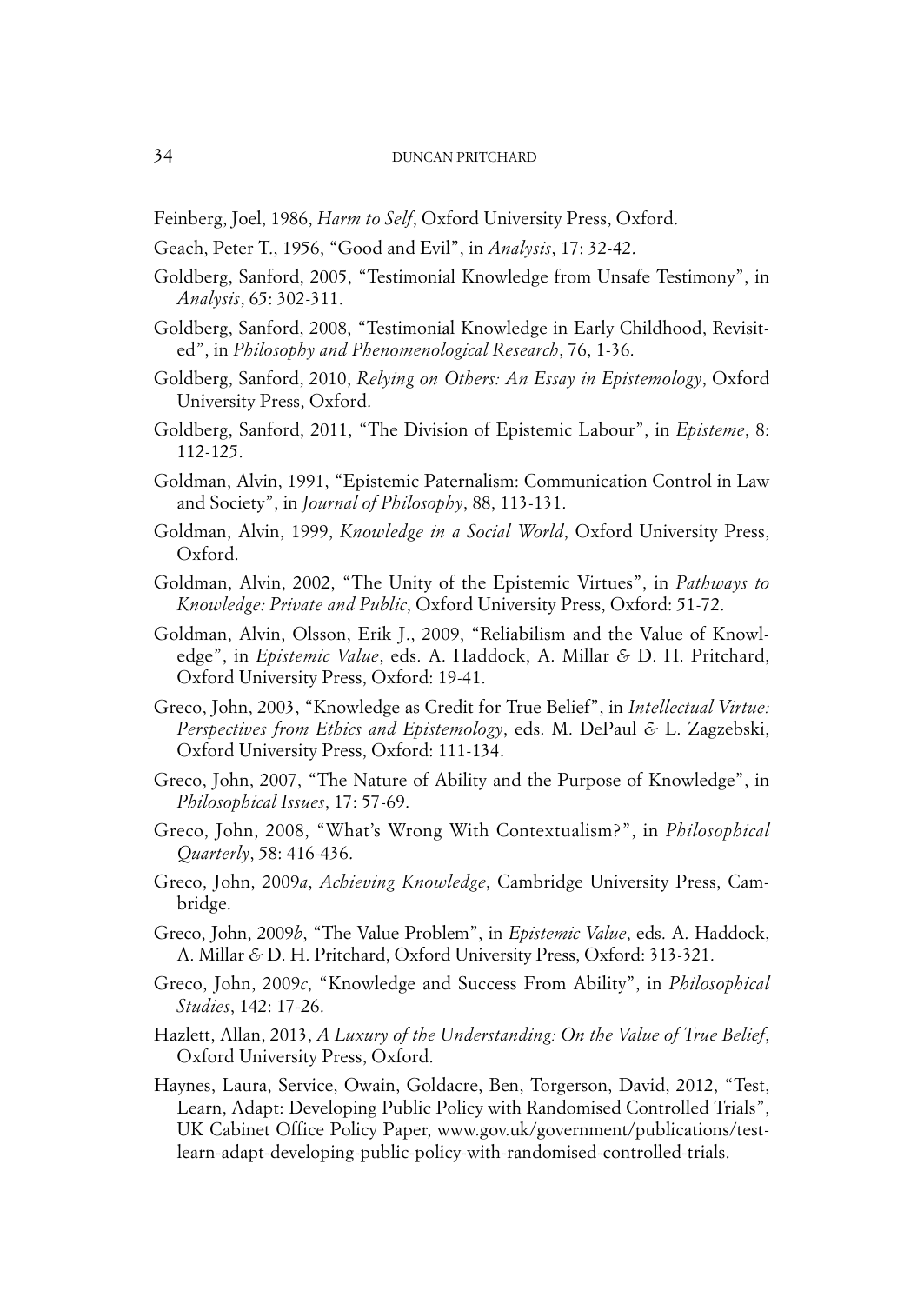Feinberg, Joel, 1986, *Harm to Self*, Oxford University Press, Oxford.

Geach, Peter T., 1956, "Good and Evil", in *Analysis*, 17: 32-42.

Goldberg, Sanford, 2005, "Testimonial Knowledge from Unsafe Testimony", in *Analysis*, 65: 302-311.

Goldberg, Sanford, 2008, "Testimonial Knowledge in Early Childhood, Revisited", in *Philosophy and Phenomenological Research*, 76, 1-36.

Goldberg, Sanford, 2010, *Relying on Others: An Essay in Epistemology*, Oxford University Press, Oxford.

Goldberg, Sanford, 2011, "The Division of Epistemic Labour", in *Episteme*, 8: 112-125.

Goldman, Alvin, 1991, "Epistemic Paternalism: Communication Control in Law and Society", in *Journal of Philosophy*, 88, 113-131.

Goldman, Alvin, 1999, *Knowledge in a Social World*, Oxford University Press, Oxford.

Goldman, Alvin, 2002, "The Unity of the Epistemic Virtues", in *Pathways to Knowledge: Private and Public*, Oxford University Press, Oxford: 51-72.

Goldman, Alvin, Olsson, Erik J., 2009, "Reliabilism and the Value of Knowledge", in *Epistemic Value*, eds. A. Haddock, A. Millar & D. H. Pritchard, Oxford University Press, Oxford: 19-41.

Greco, John, 2003, "Knowledge as Credit for True Belief", in *Intellectual Virtue: Perspectives from Ethics and Epistemology*, eds. M. DePaul & L. Zagzebski, Oxford University Press, Oxford: 111-134.

Greco, John, 2007, "The Nature of Ability and the Purpose of Knowledge", in *Philosophical Issues*, 17: 57-69.

Greco, John, 2008, "What's Wrong With Contextualism?", in *Philosophical Quarterly*, 58: 416-436.

Greco, John, 2009*a*, *Achieving Knowledge*, Cambridge University Press, Cambridge.

Greco, John, 2009*b*, "The Value Problem", in *Epistemic Value*, eds. A. Haddock, A. Millar & D. H. Pritchard, Oxford University Press, Oxford: 313-321.

Greco, John, 2009*c*, "Knowledge and Success From Ability", in *Philosophical Studies*, 142: 17-26.

Hazlett, Allan, 2013, *A Luxury of the Understanding: On the Value of True Belief*, Oxford University Press, Oxford.

Haynes, Laura, Service, Owain, Goldacre, Ben, Torgerson, David, 2012, "Test, Learn, Adapt: Developing Public Policy with Randomised Controlled Trials", UK Cabinet Office Policy Paper, www.gov.uk/government/publications/test-learn-adapt-developing-public-policy-with-randomised-controlled-trials.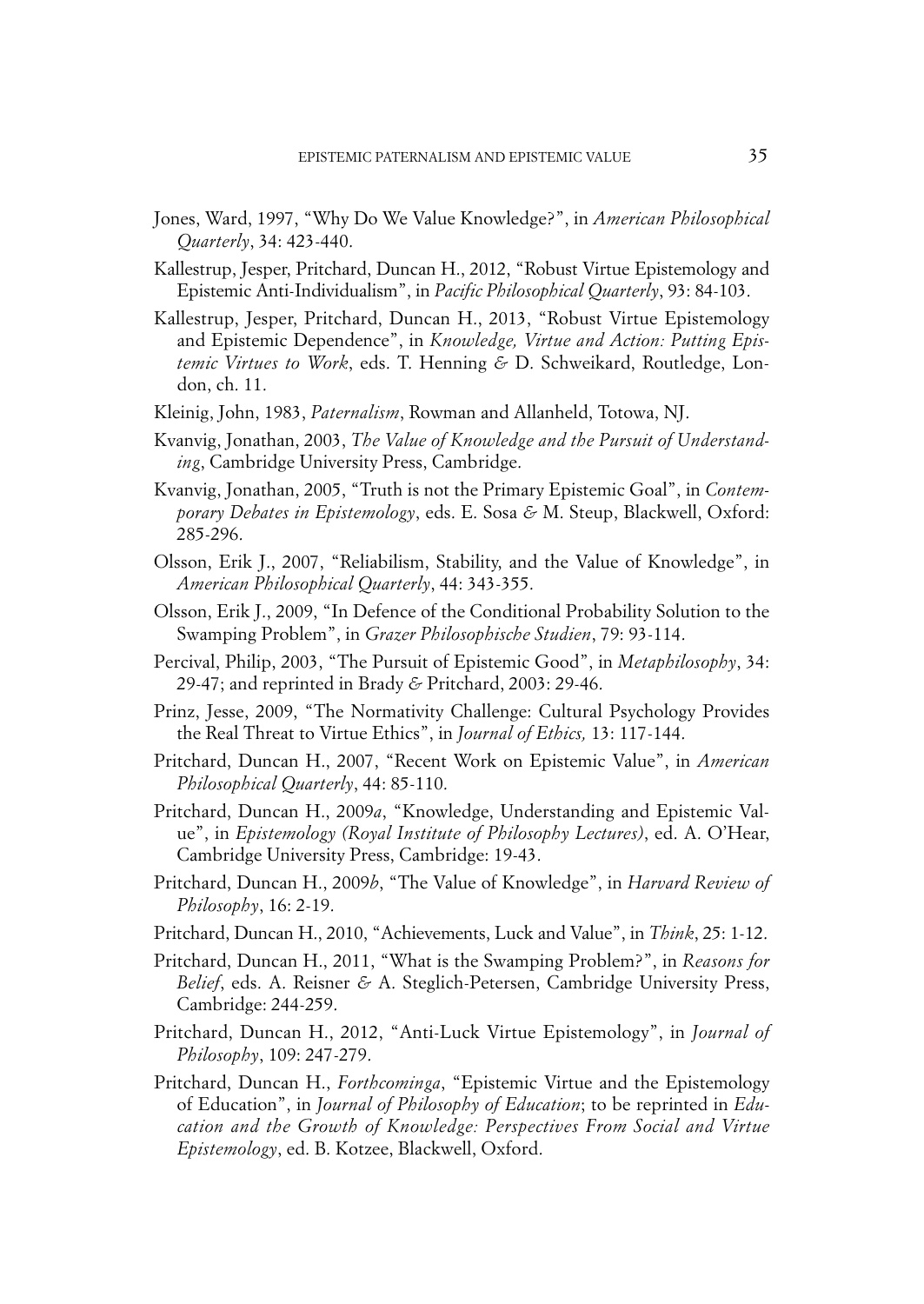Jones, Ward, 1997, "Why Do We Value Knowledge?", in *American Philosophical Quarterly*, 34: 423-440.

Kallestrup, Jesper, Pritchard, Duncan H., 2012, "Robust Virtue Epistemology and Epistemic Anti-Individualism", in *Pacific Philosophical Quarterly*, 93: 84-103.

Kallestrup, Jesper, Pritchard, Duncan H., 2013, "Robust Virtue Epistemology and Epistemic Dependence", in *Knowledge, Virtue and Action: Putting Epistemic Virtues to Work*, eds. T. Henning & D. Schweikard, Routledge, London, ch. 11.

Kleinig, John, 1983, *Paternalism*, Rowman and Allanheld, Totowa, NJ.

Kvanvig, Jonathan, 2003, *The Value of Knowledge and the Pursuit of Understanding*, Cambridge University Press, Cambridge.

Kvanvig, Jonathan, 2005, "Truth is not the Primary Epistemic Goal", in *Contemporary Debates in Epistemology*, eds. E. Sosa & M. Steup, Blackwell, Oxford: 285-296.

Olsson, Erik J., 2007, "Reliabilism, Stability, and the Value of Knowledge", in *American Philosophical Quarterly*, 44: 343-355.

Olsson, Erik J., 2009, "In Defence of the Conditional Probability Solution to the Swamping Problem", in *Grazer Philosophische Studien*, 79: 93-114.

Percival, Philip, 2003, "The Pursuit of Epistemic Good", in *Metaphilosophy*, 34: 29-47; and reprinted in Brady & Pritchard, 2003: 29-46.

Prinz, Jesse, 2009, "The Normativity Challenge: Cultural Psychology Provides the Real Threat to Virtue Ethics", in *Journal of Ethics,* 13: 117-144.

Pritchard, Duncan H., 2007, "Recent Work on Epistemic Value", in *American Philosophical Quarterly*, 44: 85-110.

Pritchard, Duncan H., 2009*a*, "Knowledge, Understanding and Epistemic Value", in *Epistemology (Royal Institute of Philosophy Lectures)*, ed. A. O'Hear, Cambridge University Press, Cambridge: 19-43.

Pritchard, Duncan H., 2009*b*, "The Value of Knowledge", in *Harvard Review of Philosophy*, 16: 2-19.

Pritchard, Duncan H., 2010, "Achievements, Luck and Value", in *Think*, 25: 1-12.

Pritchard, Duncan H., 2011, "What is the Swamping Problem?", in *Reasons for Belief*, eds. A. Reisner & A. Steglich-Petersen, Cambridge University Press, Cambridge: 244-259.

Pritchard, Duncan H., 2012, "Anti-Luck Virtue Epistemology", in *Journal of Philosophy*, 109: 247-279.

Pritchard, Duncan H., *Forthcominga*, "Epistemic Virtue and the Epistemology of Education", in *Journal of Philosophy of Education*; to be reprinted in *Education and the Growth of Knowledge: Perspectives From Social and Virtue Epistemology*, ed. B. Kotzee, Blackwell, Oxford.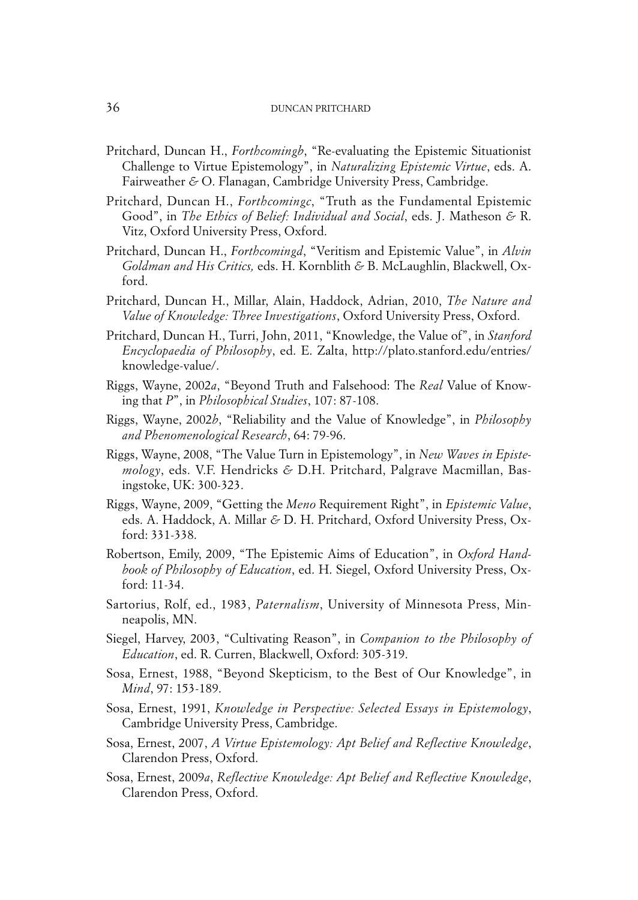Pritchard, Duncan H., *Forthcomingb*, "Re-evaluating the Epistemic Situationist Challenge to Virtue Epistemology", in *Naturalizing Epistemic Virtue*, eds. A. Fairweather & O. Flanagan, Cambridge University Press, Cambridge.

Pritchard, Duncan H., *Forthcomingc*, "Truth as the Fundamental Epistemic Good", in *The Ethics of Belief: Individual and Social*, eds. J. Matheson & R. Vitz, Oxford University Press, Oxford.

Pritchard, Duncan H., *Forthcomingd*, "Veritism and Epistemic Value", in *Alvin Goldman and His Critics,* eds. H. Kornblith & B. McLaughlin, Blackwell, Oxford.

Pritchard, Duncan H., Millar, Alain, Haddock, Adrian, 2010, *The Nature and Value of Knowledge: Three Investigations*, Oxford University Press, Oxford.

Pritchard, Duncan H., Turri, John, 2011, "Knowledge, the Value of", in *Stanford Encyclopaedia of Philosophy*, ed. E. Zalta, http://plato.stanford.edu/entries/knowledge-value/.

Riggs, Wayne, 2002*a*, "Beyond Truth and Falsehood: The *Real* Value of Knowing that *P*", in *Philosophical Studies*, 107: 87-108.

Riggs, Wayne, 2002*b*, "Reliability and the Value of Knowledge", in *Philosophy and Phenomenological Research*, 64: 79-96.

Riggs, Wayne, 2008, "The Value Turn in Epistemology", in *New Waves in Epistemology*, eds. V.F. Hendricks & D.H. Pritchard, Palgrave Macmillan, Basingstoke, UK: 300-323.

Riggs, Wayne, 2009, "Getting the *Meno* Requirement Right", in *Epistemic Value*, eds. A. Haddock, A. Millar & D. H. Pritchard, Oxford University Press, Oxford: 331-338.

Robertson, Emily, 2009, "The Epistemic Aims of Education", in *Oxford Handbook of Philosophy of Education*, ed. H. Siegel, Oxford University Press, Oxford: 11-34.

Sartorius, Rolf, ed., 1983, *Paternalism*, University of Minnesota Press, Minneapolis, MN.

Siegel, Harvey, 2003, "Cultivating Reason", in *Companion to the Philosophy of Education*, ed. R. Curren, Blackwell, Oxford: 305-319.

Sosa, Ernest, 1988, "Beyond Skepticism, to the Best of Our Knowledge", in *Mind*, 97: 153-189.

Sosa, Ernest, 1991, *Knowledge in Perspective: Selected Essays in Epistemology*, Cambridge University Press, Cambridge.

Sosa, Ernest, 2007, *A Virtue Epistemology: Apt Belief and Reflective Knowledge*, Clarendon Press, Oxford.

Sosa, Ernest, 2009*a*, *Reflective Knowledge: Apt Belief and Reflective Knowledge*, Clarendon Press, Oxford.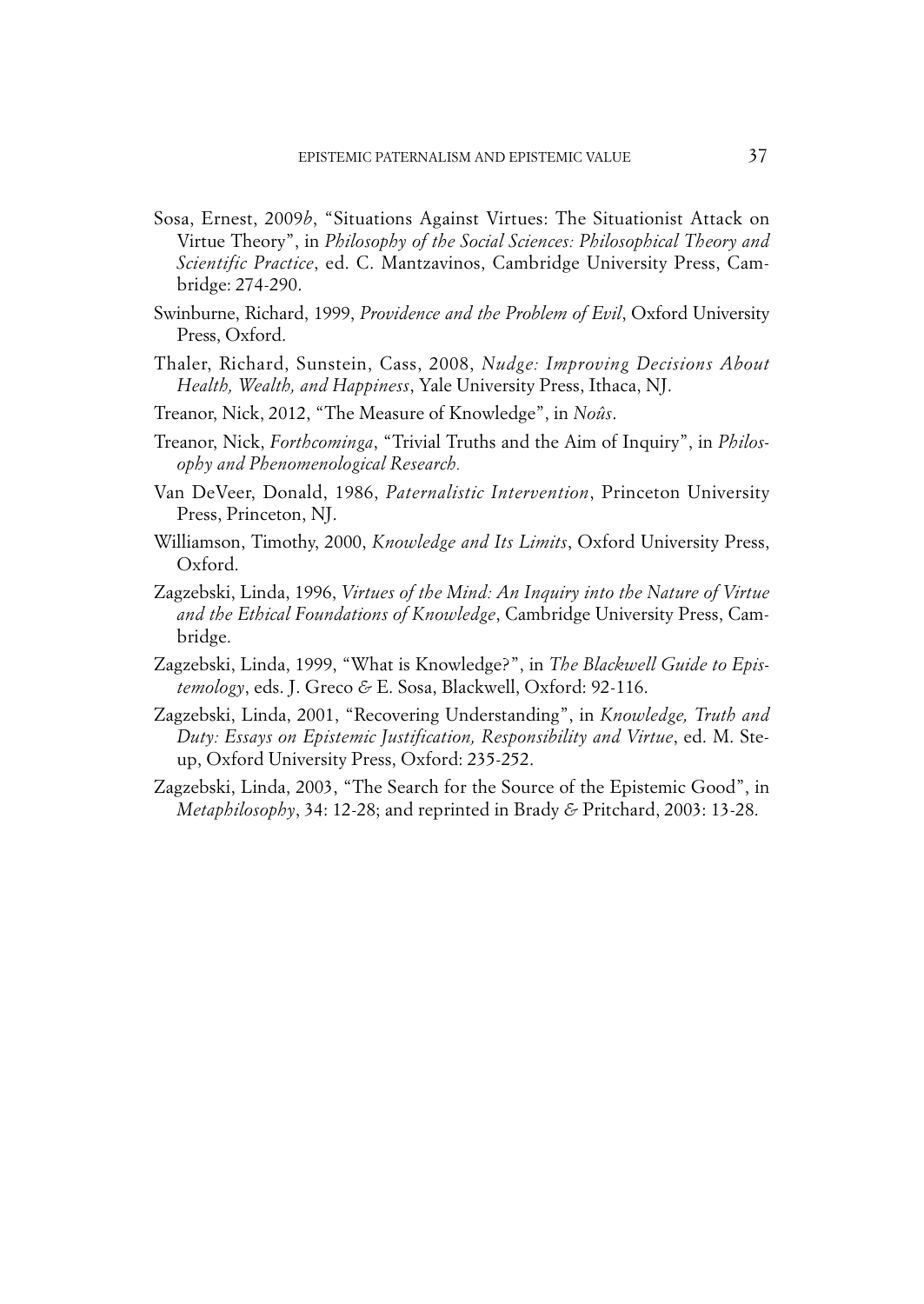Sosa, Ernest, 2009*b*, “Situations Against Virtues: The Situationist Attack on Virtue Theory”, in *Philosophy of the Social Sciences: Philosophical Theory and Scientific Practice*, ed. C. Mantzavinos, Cambridge University Press, Cambridge: 274-290.

Swinburne, Richard, 1999, *Providence and the Problem of Evil*, Oxford University Press, Oxford.

Thaler, Richard, Sunstein, Cass, 2008, *Nudge: Improving Decisions About Health, Wealth, and Happiness*, Yale University Press, Ithaca, NJ.

Treanor, Nick, 2012, “The Measure of Knowledge”, in *Noûs*.

Treanor, Nick, *Forthcominga*, “Trivial Truths and the Aim of Inquiry”, in *Philosophy and Phenomenological Research.*

Van DeVeer, Donald, 1986, *Paternalistic Intervention*, Princeton University Press, Princeton, NJ.

Williamson, Timothy, 2000, *Knowledge and Its Limits*, Oxford University Press, Oxford.

Zagzebski, Linda, 1996, *Virtues of the Mind: An Inquiry into the Nature of Virtue and the Ethical Foundations of Knowledge*, Cambridge University Press, Cambridge.

Zagzebski, Linda, 1999, “What is Knowledge?”, in *The Blackwell Guide to Epistemology*, eds. J. Greco & E. Sosa, Blackwell, Oxford: 92-116.

Zagzebski, Linda, 2001, “Recovering Understanding”, in *Knowledge, Truth and Duty: Essays on Epistemic Justification, Responsibility and Virtue*, ed. M. Steup, Oxford University Press, Oxford: 235-252.

Zagzebski, Linda, 2003, “The Search for the Source of the Epistemic Good”, in *Metaphilosophy*, 34: 12-28; and reprinted in Brady & Pritchard, 2003: 13-28.